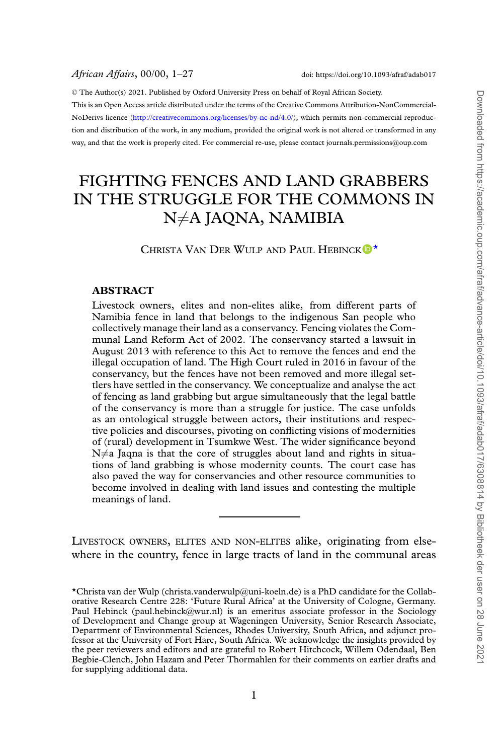© The Author(s) 2021. Published by Oxford University Press on behalf of Royal African Society.

This is an Open Access article distributed under the terms of the Creative Commons Attribution-NonCommercial-NoDerivs licence (http://creativecommons.org/licenses/by-nc-nd/4.0/), which permits non-commercial reproduction and distribution of the work, in any medium, provided the original work is not altered or transformed in any way, and that the work is properly cited. For commercial re-use, please contact journals.permissions@oup.com

# FIGHTING FENCES AND LAND GRABBERS IN THE STRUGGLE FOR THE COMMONS IN N≠A JAQNA, NAMIBIA

CHRISTA VAN DER WULP AND PAUL HEBINCK*

## ABSTRACT

Livestock owners, elites and non-elites alike, from different parts of Namibia fence in land that belongs to the indigenous San people who collectively manage their land as a conservancy. Fencing violates the Communal Land Reform Act of 2002. The conservancy started a lawsuit in August 2013 with reference to this Act to remove the fences and end the illegal occupation of land. The High Court ruled in 2016 in favour of the conservancy, but the fences have not been removed and more illegal settlers have settled in the conservancy. We conceptualize and analyse the act of fencing as land grabbing but argue simultaneously that the legal battle of the conservancy is more than a struggle for justice. The case unfolds as an ontological struggle between actors, their institutions and respective policies and discourses, pivoting on conflicting visions of modernities of (rural) development in Tsumkwe West. The wider significance beyond N≠a Jaqna is that the core of struggles about land and rights in situations of land grabbing is whose modernity counts. The court case has also paved the way for conservancies and other resource communities to become involved in dealing with land issues and contesting the multiple meanings of land.

---

LIVESTOCK OWNERS, ELITES AND NON-ELITES alike, originating from elsewhere in the country, fence in large tracts of land in the communal areas

*Christa van der Wulp (christa.vanderwulp@uni-koeln.de) is a PhD candidate for the Collaborative Research Centre 228: 'Future Rural Africa' at the University of Cologne, Germany. Paul Hebinck (paul.hebinck@wur.nl) is an emeritus associate professor in the Sociology of Development and Change group at Wageningen University, Senior Research Associate, Department of Environmental Sciences, Rhodes University, South Africa, and adjunct professor at the University of Fort Hare, South Africa. We acknowledge the insights provided by the peer reviewers and editors and are grateful to Robert Hitchcock, Willem Odendaal, Ben Begbie-Clench, John Hazam and Peter Thormahlen for their comments on earlier drafts and for supplying additional data.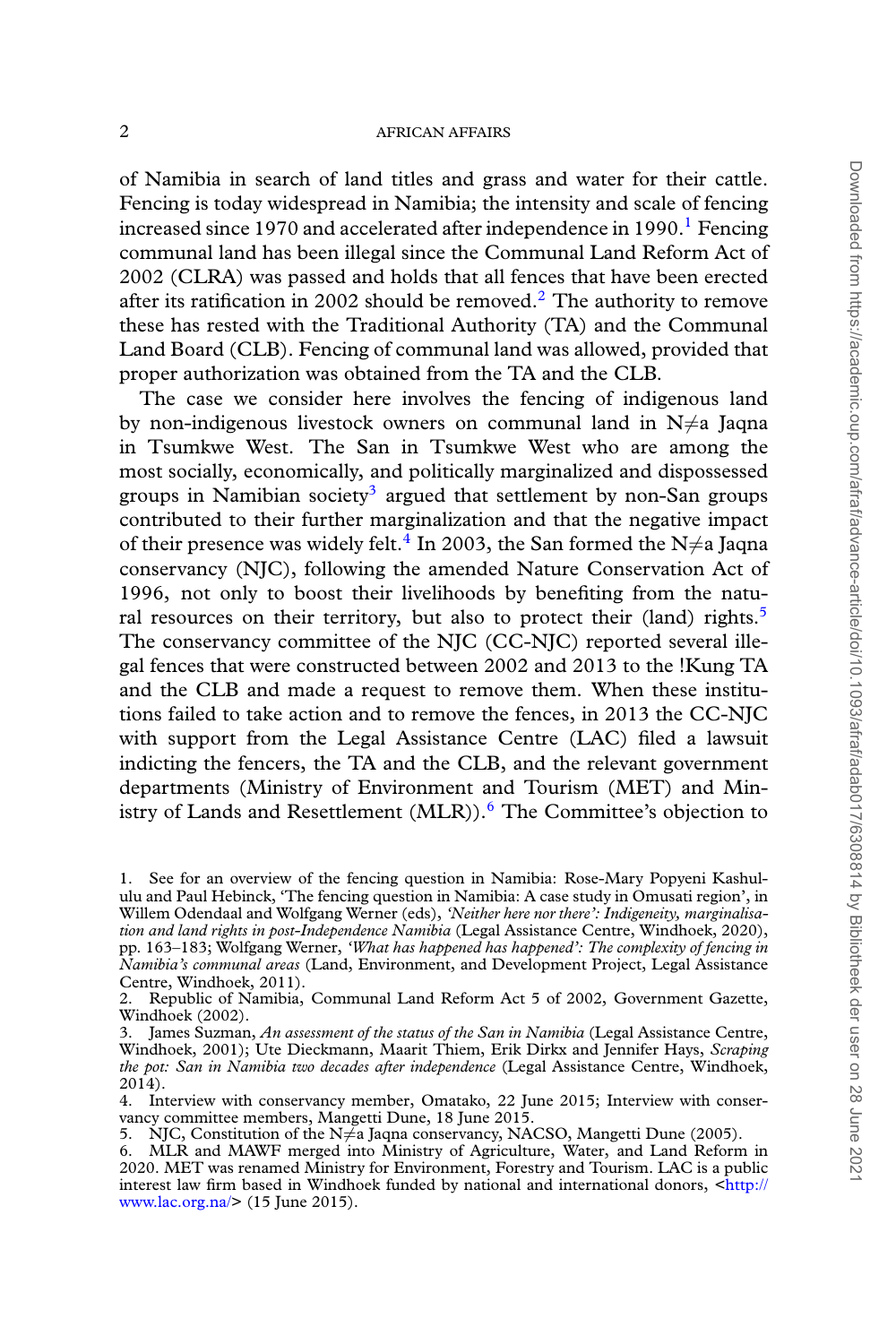of Namibia in search of land titles and grass and water for their cattle. Fencing is today widespread in Namibia; the intensity and scale of fencing increased since 1970 and accelerated after independence in 1990.[1] Fencing communal land has been illegal since the Communal Land Reform Act of 2002 (CLRA) was passed and holds that all fences that have been erected after its ratification in 2002 should be removed.[2] The authority to remove these has rested with the Traditional Authority (TA) and the Communal Land Board (CLB). Fencing of communal land was allowed, provided that proper authorization was obtained from the TA and the CLB.

The case we consider here involves the fencing of indigenous land by non-indigenous livestock owners on communal land in N≠a Jaqna in Tsumkwe West. The San in Tsumkwe West who are among the most socially, economically, and politically marginalized and dispossessed groups in Namibian society[3] argued that settlement by non-San groups contributed to their further marginalization and that the negative impact of their presence was widely felt.[4] In 2003, the San formed the N≠a Jaqna conservancy (NJC), following the amended Nature Conservation Act of 1996, not only to boost their livelihoods by benefiting from the natural resources on their territory, but also to protect their (land) rights.[5] The conservancy committee of the NJC (CC-NJC) reported several illegal fences that were constructed between 2002 and 2013 to the !Kung TA and the CLB and made a request to remove them. When these institutions failed to take action and to remove the fences, in 2013 the CC-NJC with support from the Legal Assistance Centre (LAC) filed a lawsuit indicting the fencers, the TA and the CLB, and the relevant government departments (Ministry of Environment and Tourism (MET) and Ministry of Lands and Resettlement (MLR)).[6] The Committee's objection to

1. See for an overview of the fencing question in Namibia: Rose-Mary Popyeni Kashululu and Paul Hebinck, 'The fencing question in Namibia: A case study in Omusati region', in Willem Odendaal and Wolfgang Werner (eds), *'Neither here nor there': Indigeneity, marginalisation and land rights in post-Independence Namibia* (Legal Assistance Centre, Windhoek, 2020), pp. 163–183; Wolfgang Werner, *'What has happened has happened': The complexity of fencing in Namibia's communal areas* (Land, Environment, and Development Project, Legal Assistance Centre, Windhoek, 2011).
2. Republic of Namibia, Communal Land Reform Act 5 of 2002, Government Gazette, Windhoek (2002).
3. James Suzman, *An assessment of the status of the San in Namibia* (Legal Assistance Centre, Windhoek, 2001); Ute Dieckmann, Maarit Thiem, Erik Dirkx and Jennifer Hays, *Scraping the pot: San in Namibia two decades after independence* (Legal Assistance Centre, Windhoek, 2014).
4. Interview with conservancy member, Omatako, 22 June 2015; Interview with conservancy committee members, Mangetti Dune, 18 June 2015.
5. NJC, Constitution of the N≠a Jaqna conservancy, NACSO, Mangetti Dune (2005).
6. MLR and MAWF merged into Ministry of Agriculture, Water, and Land Reform in 2020. MET was renamed Ministry for Environment, Forestry and Tourism. LAC is a public interest law firm based in Windhoek funded by national and international donors, <http://www.lac.org.na/> (15 June 2015).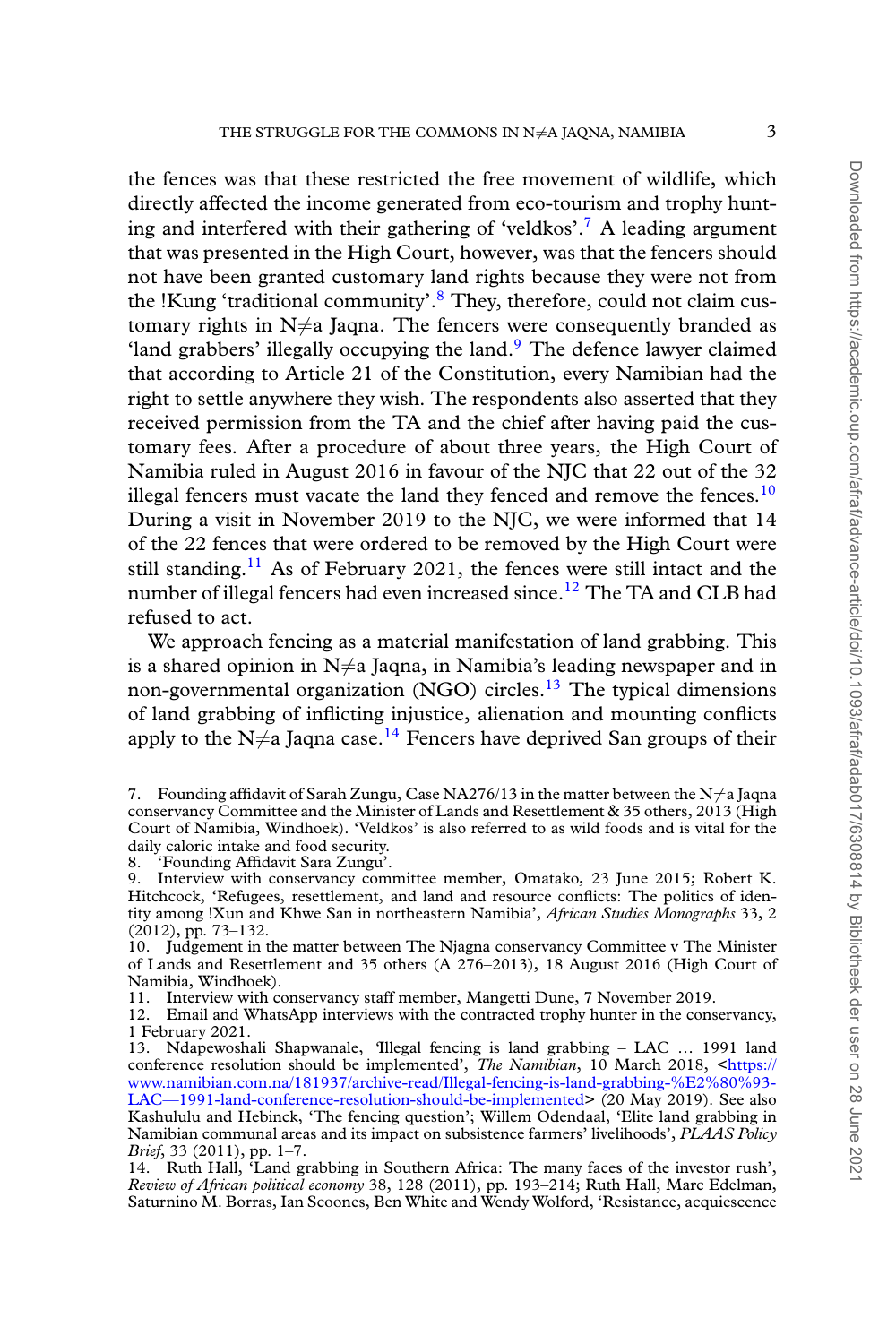the fences was that these restricted the free movement of wildlife, which directly affected the income generated from eco-tourism and trophy hunting and interfered with their gathering of 'veldkos'.[7] A leading argument that was presented in the High Court, however, was that the fencers should not have been granted customary land rights because they were not from the !Kung 'traditional community'.[8] They, therefore, could not claim customary rights in N≠a Jaqna. The fencers were consequently branded as 'land grabbers' illegally occupying the land.[9] The defence lawyer claimed that according to Article 21 of the Constitution, every Namibian had the right to settle anywhere they wish. The respondents also asserted that they received permission from the TA and the chief after having paid the customary fees. After a procedure of about three years, the High Court of Namibia ruled in August 2016 in favour of the NJC that 22 out of the 32 illegal fencers must vacate the land they fenced and remove the fences.[10] During a visit in November 2019 to the NJC, we were informed that 14 of the 22 fences that were ordered to be removed by the High Court were still standing.[11] As of February 2021, the fences were still intact and the number of illegal fencers had even increased since.[12] The TA and CLB had refused to act.

We approach fencing as a material manifestation of land grabbing. This is a shared opinion in N≠a Jaqna, in Namibia's leading newspaper and in non-governmental organization (NGO) circles.[13] The typical dimensions of land grabbing of inflicting injustice, alienation and mounting conflicts apply to the N≠a Jaqna case.[14] Fencers have deprived San groups of their

7. Founding affidavit of Sarah Zungu, Case NA276/13 in the matter between the N≠a Jaqna conservancy Committee and the Minister of Lands and Resettlement & 35 others, 2013 (High Court of Namibia, Windhoek). 'Veldkos' is also referred to as wild foods and is vital for the daily caloric intake and food security.

8. 'Founding Affidavit Sara Zungu'.

9. Interview with conservancy committee member, Omatako, 23 June 2015; Robert K. Hitchcock, 'Refugees, resettlement, and land and resource conflicts: The politics of identity among !Xun and Khwe San in northeastern Namibia', *African Studies Monographs* 33, 2 (2012), pp. 73–132.

10. Judgement in the matter between The Njagna conservancy Committee v The Minister of Lands and Resettlement and 35 others (A 276–2013), 18 August 2016 (High Court of Namibia, Windhoek).

11. Interview with conservancy staff member, Mangetti Dune, 7 November 2019.

12. Email and WhatsApp interviews with the contracted trophy hunter in the conservancy, 1 February 2021.

13. Ndapewoshali Shapwanale, 'Illegal fencing is land grabbing – LAC … 1991 land conference resolution should be implemented', *The Namibian*, 10 March 2018, <https://www.namibian.com.na/181937/archive-read/Illegal-fencing-is-land-grabbing-%E2%80%93-LAC—1991-land-conference-resolution-should-be-implemented> (20 May 2019). See also Kashululu and Hebinck, 'The fencing question'; Willem Odendaal, 'Elite land grabbing in Namibian communal areas and its impact on subsistence farmers' livelihoods', *PLAAS Policy Brief*, 33 (2011), pp. 1–7.

14. Ruth Hall, 'Land grabbing in Southern Africa: The many faces of the investor rush', *Review of African political economy* 38, 128 (2011), pp. 193–214; Ruth Hall, Marc Edelman, Saturnino M. Borras, Ian Scoones, Ben White and Wendy Wolford, 'Resistance, acquiescence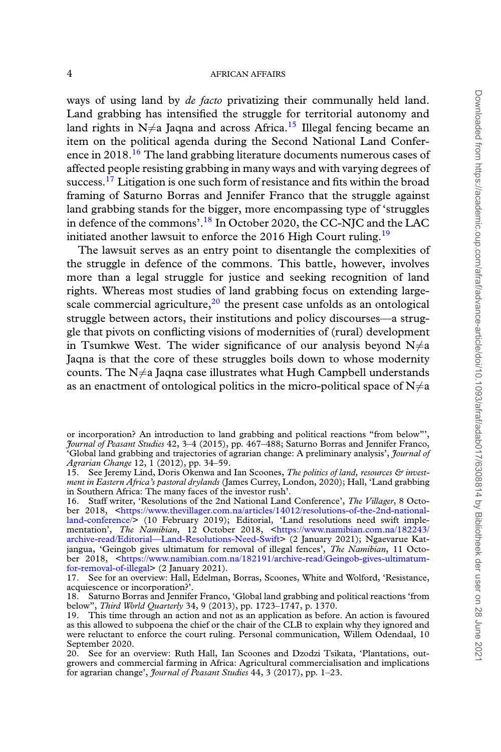ways of using land by *de facto* privatizing their communally held land. Land grabbing has intensified the struggle for territorial autonomy and land rights in N≠a Jaqna and across Africa.[15] Illegal fencing became an item on the political agenda during the Second National Land Conference in 2018.[16] The land grabbing literature documents numerous cases of affected people resisting grabbing in many ways and with varying degrees of success.[17] Litigation is one such form of resistance and fits within the broad framing of Saturno Borras and Jennifer Franco that the struggle against land grabbing stands for the bigger, more encompassing type of 'struggles in defence of the commons'.[18] In October 2020, the CC-NJC and the LAC initiated another lawsuit to enforce the 2016 High Court ruling.[19]

The lawsuit serves as an entry point to disentangle the complexities of the struggle in defence of the commons. This battle, however, involves more than a legal struggle for justice and seeking recognition of land rights. Whereas most studies of land grabbing focus on extending large-scale commercial agriculture,[20] the present case unfolds as an ontological struggle between actors, their institutions and policy discourses—a struggle that pivots on conflicting visions of modernities of (rural) development in Tsumkwe West. The wider significance of our analysis beyond N≠a Jaqna is that the core of these struggles boils down to whose modernity counts. The N≠a Jaqna case illustrates what Hugh Campbell understands as an enactment of ontological politics in the micro-political space of N≠a

---

or incorporation? An introduction to land grabbing and political reactions "from below"', *Journal of Peasant Studies* 42, 3–4 (2015), pp. 467–488; Saturno Borras and Jennifer Franco, 'Global land grabbing and trajectories of agrarian change: A preliminary analysis', *Journal of Agrarian Change* 12, 1 (2012), pp. 34–59.

15. See Jeremy Lind, Doris Okenwa and Ian Scoones, *The politics of land, resources & investment in Eastern Africa's pastoral drylands* (James Currey, London, 2020); Hall, 'Land grabbing in Southern Africa: The many faces of the investor rush'.

16. Staff writer, 'Resolutions of the 2nd National Land Conference', *The Villager*, 8 October 2018, <https://www.thevillager.com.na/articles/14012/resolutions-of-the-2nd-national-land-conference/> (10 February 2019); Editorial, 'Land resolutions need swift implementation', *The Namibian*, 12 October 2018, <https://www.namibian.com.na/182243/archive-read/Editorial—Land-Resolutions-Need-Swift> (2 January 2021); Ngaevarue Katjangua, 'Geingob gives ultimatum for removal of illegal fences', *The Namibian*, 11 October 2018, <https://www.namibian.com.na/182191/archive-read/Geingob-gives-ultimatum-for-removal-of-illegal> (2 January 2021).

17. See for an overview: Hall, Edelman, Borras, Scoones, White and Wolford, 'Resistance, acquiescence or incorporation?'.

18. Saturno Borras and Jennifer Franco, 'Global land grabbing and political reactions 'from below'', *Third World Quarterly* 34, 9 (2013), pp. 1723–1747, p. 1370.

19. This time through an action and not as an application as before. An action is favoured as this allowed to subpoena the chief or the chair of the CLB to explain why they ignored and were reluctant to enforce the court ruling. Personal communication, Willem Odendaal, 10 September 2020.

20. See for an overview: Ruth Hall, Ian Scoones and Dzodzi Tsikata, 'Plantations, outgrowers and commercial farming in Africa: Agricultural commercialisation and implications for agrarian change', *Journal of Peasant Studies* 44, 3 (2017), pp. 1–23.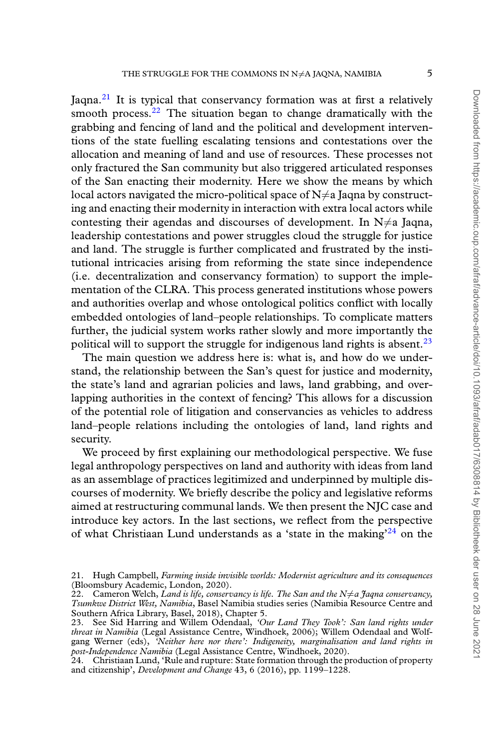Jaqna.[21] It is typical that conservancy formation was at first a relatively smooth process.[22] The situation began to change dramatically with the grabbing and fencing of land and the political and development interventions of the state fuelling escalating tensions and contestations over the allocation and meaning of land and use of resources. These processes not only fractured the San community but also triggered articulated responses of the San enacting their modernity. Here we show the means by which local actors navigated the micro-political space of N≠a Jaqna by constructing and enacting their modernity in interaction with extra local actors while contesting their agendas and discourses of development. In N≠a Jaqna, leadership contestations and power struggles cloud the struggle for justice and land. The struggle is further complicated and frustrated by the institutional intricacies arising from reforming the state since independence (i.e. decentralization and conservancy formation) to support the implementation of the CLRA. This process generated institutions whose powers and authorities overlap and whose ontological politics conflict with locally embedded ontologies of land–people relationships. To complicate matters further, the judicial system works rather slowly and more importantly the political will to support the struggle for indigenous land rights is absent.[23]

The main question we address here is: what is, and how do we understand, the relationship between the San's quest for justice and modernity, the state's land and agrarian policies and laws, land grabbing, and overlapping authorities in the context of fencing? This allows for a discussion of the potential role of litigation and conservancies as vehicles to address land–people relations including the ontologies of land, land rights and security.

We proceed by first explaining our methodological perspective. We fuse legal anthropology perspectives on land and authority with ideas from land as an assemblage of practices legitimized and underpinned by multiple discourses of modernity. We briefly describe the policy and legislative reforms aimed at restructuring communal lands. We then present the NJC case and introduce key actors. In the last sections, we reflect from the perspective of what Christiaan Lund understands as a 'state in the making'[24] on the

21. Hugh Campbell, *Farming inside invisible worlds: Modernist agriculture and its consequences* (Bloomsbury Academic, London, 2020).

22. Cameron Welch, *Land is life, conservancy is life. The San and the N≠a Jaqna conservancy, Tsumkwe District West, Namibia*, Basel Namibia studies series (Namibia Resource Centre and Southern Africa Library, Basel, 2018), Chapter 5.

23. See Sid Harring and Willem Odendaal, *'Our Land They Took': San land rights under threat in Namibia* (Legal Assistance Centre, Windhoek, 2006); Willem Odendaal and Wolfgang Werner (eds), *'Neither here nor there': Indigeneity, marginalisation and land rights in post-Independence Namibia* (Legal Assistance Centre, Windhoek, 2020).

24. Christiaan Lund, 'Rule and rupture: State formation through the production of property and citizenship', *Development and Change* 43, 6 (2016), pp. 1199–1228.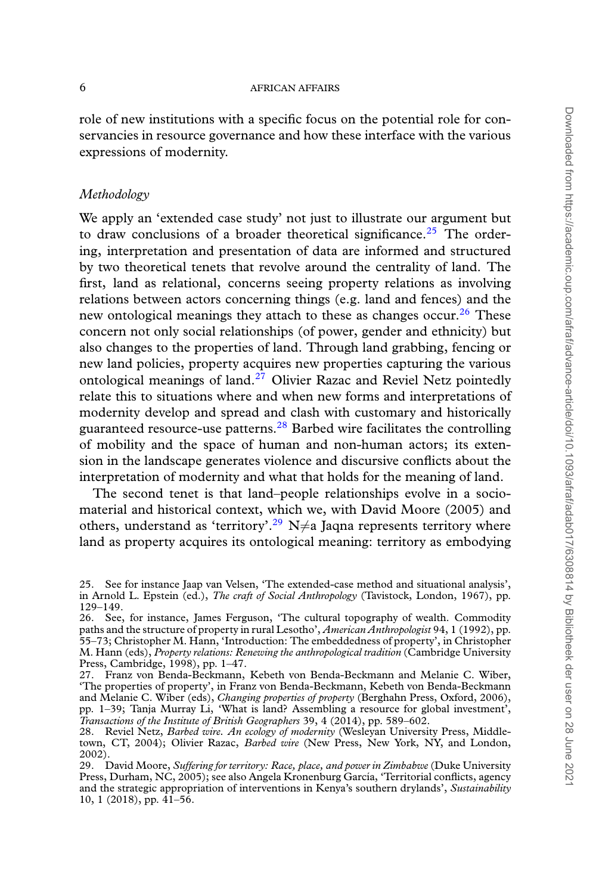role of new institutions with a specific focus on the potential role for conservancies in resource governance and how these interface with the various expressions of modernity.

### *Methodology*

We apply an 'extended case study' not just to illustrate our argument but to draw conclusions of a broader theoretical significance.[25] The ordering, interpretation and presentation of data are informed and structured by two theoretical tenets that revolve around the centrality of land. The first, land as relational, concerns seeing property relations as involving relations between actors concerning things (e.g. land and fences) and the new ontological meanings they attach to these as changes occur.[26] These concern not only social relationships (of power, gender and ethnicity) but also changes to the properties of land. Through land grabbing, fencing or new land policies, property acquires new properties capturing the various ontological meanings of land.[27] Olivier Razac and Reviel Netz pointedly relate this to situations where and when new forms and interpretations of modernity develop and spread and clash with customary and historically guaranteed resource-use patterns.[28] Barbed wire facilitates the controlling of mobility and the space of human and non-human actors; its extension in the landscape generates violence and discursive conflicts about the interpretation of modernity and what that holds for the meaning of land.

The second tenet is that land–people relationships evolve in a socio-material and historical context, which we, with David Moore (2005) and others, understand as 'territory'.[29] N≠a Jaqna represents territory where land as property acquires its ontological meaning: territory as embodying

---

25. See for instance Jaap van Velsen, 'The extended-case method and situational analysis', in Arnold L. Epstein (ed.), *The craft of Social Anthropology* (Tavistock, London, 1967), pp. 129–149.

26. See, for instance, James Ferguson, 'The cultural topography of wealth. Commodity paths and the structure of property in rural Lesotho', *American Anthropologist* 94, 1 (1992), pp. 55–73; Christopher M. Hann, 'Introduction: The embeddedness of property', in Christopher M. Hann (eds), *Property relations: Renewing the anthropological tradition* (Cambridge University Press, Cambridge, 1998), pp. 1–47.

27. Franz von Benda-Beckmann, Kebeth von Benda-Beckmann and Melanie C. Wiber, 'The properties of property', in Franz von Benda-Beckmann, Kebeth von Benda-Beckmann and Melanie C. Wiber (eds), *Changing properties of property* (Berghahn Press, Oxford, 2006), pp. 1–39; Tanja Murray Li, 'What is land? Assembling a resource for global investment', *Transactions of the Institute of British Geographers* 39, 4 (2014), pp. 589–602.

28. Reviel Netz, *Barbed wire. An ecology of modernity* (Wesleyan University Press, Middletown, CT, 2004); Olivier Razac, *Barbed wire* (New Press, New York, NY, and London, 2002).

29. David Moore, *Suffering for territory: Race, place, and power in Zimbabwe* (Duke University Press, Durham, NC, 2005); see also Angela Kronenburg García, 'Territorial conflicts, agency and the strategic appropriation of interventions in Kenya's southern drylands', *Sustainability* 10, 1 (2018), pp. 41–56.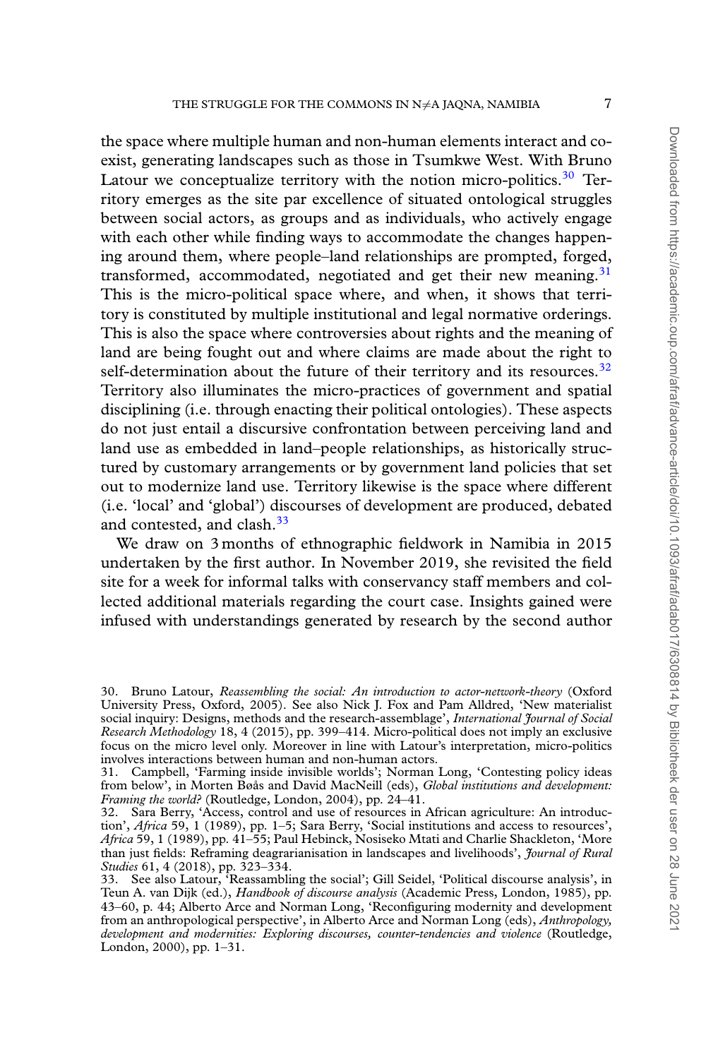the space where multiple human and non-human elements interact and co-exist, generating landscapes such as those in Tsumkwe West. With Bruno Latour we conceptualize territory with the notion micro-politics.[30] Territory emerges as the site par excellence of situated ontological struggles between social actors, as groups and as individuals, who actively engage with each other while finding ways to accommodate the changes happening around them, where people–land relationships are prompted, forged, transformed, accommodated, negotiated and get their new meaning.[31] This is the micro-political space where, and when, it shows that territory is constituted by multiple institutional and legal normative orderings. This is also the space where controversies about rights and the meaning of land are being fought out and where claims are made about the right to self-determination about the future of their territory and its resources.[32] Territory also illuminates the micro-practices of government and spatial disciplining (i.e. through enacting their political ontologies). These aspects do not just entail a discursive confrontation between perceiving land and land use as embedded in land–people relationships, as historically structured by customary arrangements or by government land policies that set out to modernize land use. Territory likewise is the space where different (i.e. 'local' and 'global') discourses of development are produced, debated and contested, and clash.[33]

We draw on 3 months of ethnographic fieldwork in Namibia in 2015 undertaken by the first author. In November 2019, she revisited the field site for a week for informal talks with conservancy staff members and collected additional materials regarding the court case. Insights gained were infused with understandings generated by research by the second author

30. Bruno Latour, *Reassembling the social: An introduction to actor-network-theory* (Oxford University Press, Oxford, 2005). See also Nick J. Fox and Pam Alldred, 'New materialist social inquiry: Designs, methods and the research-assemblage', *International Journal of Social Research Methodology* 18, 4 (2015), pp. 399–414. Micro-political does not imply an exclusive focus on the micro level only. Moreover in line with Latour's interpretation, micro-politics involves interactions between human and non-human actors.

31. Campbell, 'Farming inside invisible worlds'; Norman Long, 'Contesting policy ideas from below', in Morten Bøås and David MacNeill (eds), *Global institutions and development: Framing the world?* (Routledge, London, 2004), pp. 24–41.

32. Sara Berry, 'Access, control and use of resources in African agriculture: An introduction', *Africa* 59, 1 (1989), pp. 1–5; Sara Berry, 'Social institutions and access to resources', *Africa* 59, 1 (1989), pp. 41–55; Paul Hebinck, Nosiseko Mtati and Charlie Shackleton, 'More than just fields: Reframing deagrarianisation in landscapes and livelihoods', *Journal of Rural Studies* 61, 4 (2018), pp. 323–334.

33. See also Latour, 'Reassambling the social'; Gill Seidel, 'Political discourse analysis', in Teun A. van Dijk (ed.), *Handbook of discourse analysis* (Academic Press, London, 1985), pp. 43–60, p. 44; Alberto Arce and Norman Long, 'Reconfiguring modernity and development from an anthropological perspective', in Alberto Arce and Norman Long (eds), *Anthropology, development and modernities: Exploring discourses, counter-tendencies and violence* (Routledge, London, 2000), pp. 1–31.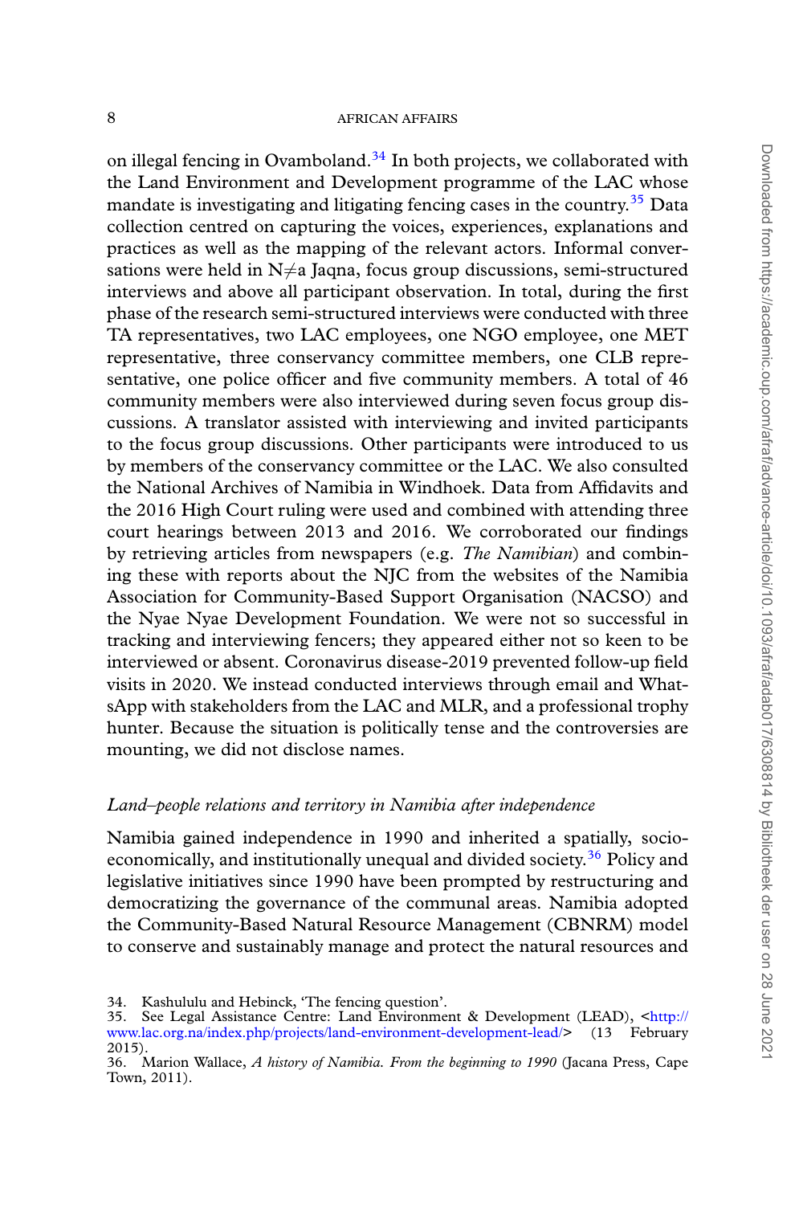on illegal fencing in Ovamboland.[34] In both projects, we collaborated with the Land Environment and Development programme of the LAC whose mandate is investigating and litigating fencing cases in the country.[35] Data collection centred on capturing the voices, experiences, explanations and practices as well as the mapping of the relevant actors. Informal conversations were held in N≠a Jaqna, focus group discussions, semi-structured interviews and above all participant observation. In total, during the first phase of the research semi-structured interviews were conducted with three TA representatives, two LAC employees, one NGO employee, one MET representative, three conservancy committee members, one CLB representative, one police officer and five community members. A total of 46 community members were also interviewed during seven focus group discussions. A translator assisted with interviewing and invited participants to the focus group discussions. Other participants were introduced to us by members of the conservancy committee or the LAC. We also consulted the National Archives of Namibia in Windhoek. Data from Affidavits and the 2016 High Court ruling were used and combined with attending three court hearings between 2013 and 2016. We corroborated our findings by retrieving articles from newspapers (e.g. *The Namibian*) and combining these with reports about the NJC from the websites of the Namibia Association for Community-Based Support Organisation (NACSO) and the Nyae Nyae Development Foundation. We were not so successful in tracking and interviewing fencers; they appeared either not so keen to be interviewed or absent. Coronavirus disease-2019 prevented follow-up field visits in 2020. We instead conducted interviews through email and WhatsApp with stakeholders from the LAC and MLR, and a professional trophy hunter. Because the situation is politically tense and the controversies are mounting, we did not disclose names.

### *Land–people relations and territory in Namibia after independence*

Namibia gained independence in 1990 and inherited a spatially, socio-economically, and institutionally unequal and divided society.[36] Policy and legislative initiatives since 1990 have been prompted by restructuring and democratizing the governance of the communal areas. Namibia adopted the Community-Based Natural Resource Management (CBNRM) model to conserve and sustainably manage and protect the natural resources and

34. Kashululu and Hebinck, 'The fencing question'.
35. See Legal Assistance Centre: Land Environment & Development (LEAD), <http://www.lac.org.na/index.php/projects/land-environment-development-lead/> (13 February 2015).
36. Marion Wallace, *A history of Namibia. From the beginning to 1990* (Jacana Press, Cape Town, 2011).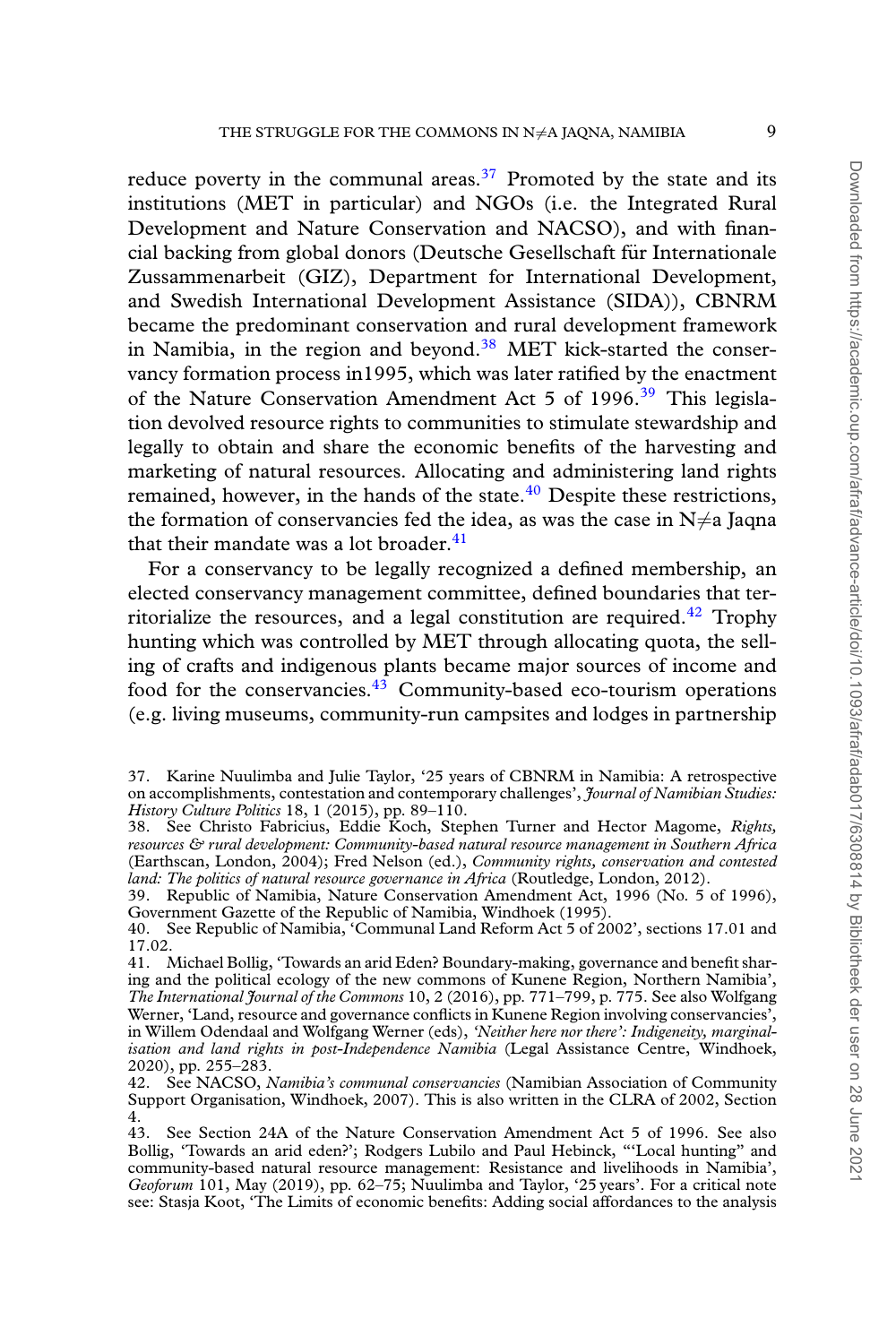reduce poverty in the communal areas.[37] Promoted by the state and its institutions (MET in particular) and NGOs (i.e. the Integrated Rural Development and Nature Conservation and NACSO), and with financial backing from global donors (Deutsche Gesellschaft für Internationale Zussammenarbeit (GIZ), Department for International Development, and Swedish International Development Assistance (SIDA)), CBNRM became the predominant conservation and rural development framework in Namibia, in the region and beyond.[38] MET kick-started the conservancy formation process in1995, which was later ratified by the enactment of the Nature Conservation Amendment Act 5 of 1996.[39] This legislation devolved resource rights to communities to stimulate stewardship and legally to obtain and share the economic benefits of the harvesting and marketing of natural resources. Allocating and administering land rights remained, however, in the hands of the state.[40] Despite these restrictions, the formation of conservancies fed the idea, as was the case in N≠a Jaqna that their mandate was a lot broader.[41]

For a conservancy to be legally recognized a defined membership, an elected conservancy management committee, defined boundaries that territorialize the resources, and a legal constitution are required.[42] Trophy hunting which was controlled by MET through allocating quota, the selling of crafts and indigenous plants became major sources of income and food for the conservancies.[43] Community-based eco-tourism operations (e.g. living museums, community-run campsites and lodges in partnership

37. Karine Nuulimba and Julie Taylor, '25 years of CBNRM in Namibia: A retrospective on accomplishments, contestation and contemporary challenges', *Journal of Namibian Studies: History Culture Politics* 18, 1 (2015), pp. 89–110.

38. See Christo Fabricius, Eddie Koch, Stephen Turner and Hector Magome, *Rights, resources & rural development: Community-based natural resource management in Southern Africa* (Earthscan, London, 2004); Fred Nelson (ed.), *Community rights, conservation and contested land: The politics of natural resource governance in Africa* (Routledge, London, 2012).

39. Republic of Namibia, Nature Conservation Amendment Act, 1996 (No. 5 of 1996), Government Gazette of the Republic of Namibia, Windhoek (1995).

40. See Republic of Namibia, 'Communal Land Reform Act 5 of 2002', sections 17.01 and 17.02.

41. Michael Bollig, 'Towards an arid Eden? Boundary-making, governance and benefit sharing and the political ecology of the new commons of Kunene Region, Northern Namibia', *The International Journal of the Commons* 10, 2 (2016), pp. 771–799, p. 775. See also Wolfgang Werner, 'Land, resource and governance conflicts in Kunene Region involving conservancies', in Willem Odendaal and Wolfgang Werner (eds), *'Neither here nor there': Indigeneity, marginalisation and land rights in post-Independence Namibia* (Legal Assistance Centre, Windhoek, 2020), pp. 255–283.

42. See NACSO, *Namibia's communal conservancies* (Namibian Association of Community Support Organisation, Windhoek, 2007). This is also written in the CLRA of 2002, Section 4.

43. See Section 24A of the Nature Conservation Amendment Act 5 of 1996. See also Bollig, 'Towards an arid eden?'; Rodgers Lubilo and Paul Hebinck, '"Local hunting" and community-based natural resource management: Resistance and livelihoods in Namibia', *Geoforum* 101, May (2019), pp. 62–75; Nuulimba and Taylor, '25 years'. For a critical note see: Stasja Koot, 'The Limits of economic benefits: Adding social affordances to the analysis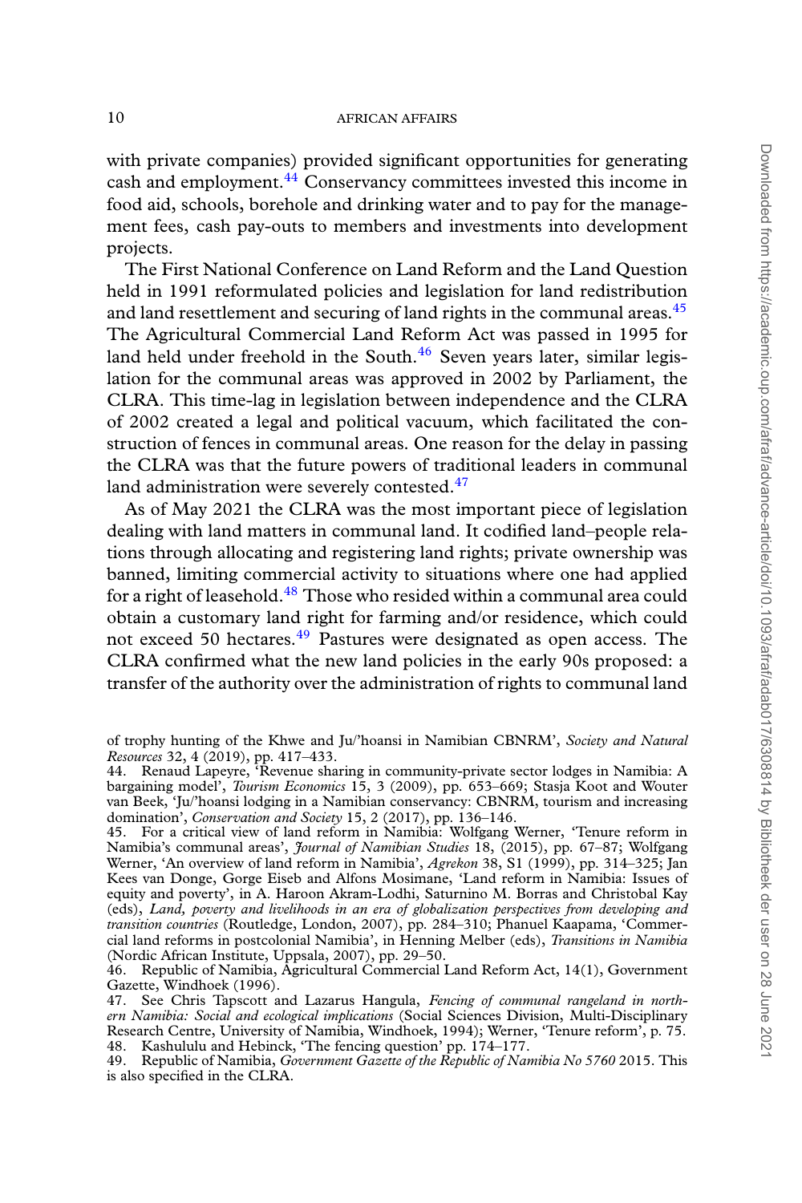with private companies) provided significant opportunities for generating cash and employment.[44] Conservancy committees invested this income in food aid, schools, borehole and drinking water and to pay for the management fees, cash pay-outs to members and investments into development projects.

The First National Conference on Land Reform and the Land Question held in 1991 reformulated policies and legislation for land redistribution and land resettlement and securing of land rights in the communal areas.[45] The Agricultural Commercial Land Reform Act was passed in 1995 for land held under freehold in the South.[46] Seven years later, similar legislation for the communal areas was approved in 2002 by Parliament, the CLRA. This time-lag in legislation between independence and the CLRA of 2002 created a legal and political vacuum, which facilitated the construction of fences in communal areas. One reason for the delay in passing the CLRA was that the future powers of traditional leaders in communal land administration were severely contested.[47]

As of May 2021 the CLRA was the most important piece of legislation dealing with land matters in communal land. It codified land–people relations through allocating and registering land rights; private ownership was banned, limiting commercial activity to situations where one had applied for a right of leasehold.[48] Those who resided within a communal area could obtain a customary land right for farming and/or residence, which could not exceed 50 hectares.[49] Pastures were designated as open access. The CLRA confirmed what the new land policies in the early 90s proposed: a transfer of the authority over the administration of rights to communal land

of trophy hunting of the Khwe and Ju/'hoansi in Namibian CBNRM', *Society and Natural Resources* 32, 4 (2019), pp. 417–433.

44. Renaud Lapeyre, 'Revenue sharing in community-private sector lodges in Namibia: A bargaining model', *Tourism Economics* 15, 3 (2009), pp. 653–669; Stasja Koot and Wouter van Beek, 'Ju/'hoansi lodging in a Namibian conservancy: CBNRM, tourism and increasing domination', *Conservation and Society* 15, 2 (2017), pp. 136–146.

45. For a critical view of land reform in Namibia: Wolfgang Werner, 'Tenure reform in Namibia's communal areas', *Journal of Namibian Studies* 18, (2015), pp. 67–87; Wolfgang Werner, 'An overview of land reform in Namibia', *Agrekon* 38, S1 (1999), pp. 314–325; Jan Kees van Donge, Gorge Eiseb and Alfons Mosimane, 'Land reform in Namibia: Issues of equity and poverty', in A. Haroon Akram-Lodhi, Saturnino M. Borras and Christobal Kay (eds), *Land, poverty and livelihoods in an era of globalization perspectives from developing and transition countries* (Routledge, London, 2007), pp. 284–310; Phanuel Kaapama, 'Commercial land reforms in postcolonial Namibia', in Henning Melber (eds), *Transitions in Namibia* (Nordic African Institute, Uppsala, 2007), pp. 29–50.

46. Republic of Namibia, Agricultural Commercial Land Reform Act, 14(1), Government Gazette, Windhoek (1996).

47. See Chris Tapscott and Lazarus Hangula, *Fencing of communal rangeland in northern Namibia: Social and ecological implications* (Social Sciences Division, Multi-Disciplinary Research Centre, University of Namibia, Windhoek, 1994); Werner, 'Tenure reform', p. 75.

48. Kashululu and Hebinck, 'The fencing question' pp. 174–177.

49. Republic of Namibia, *Government Gazette of the Republic of Namibia No 5760* 2015. This is also specified in the CLRA.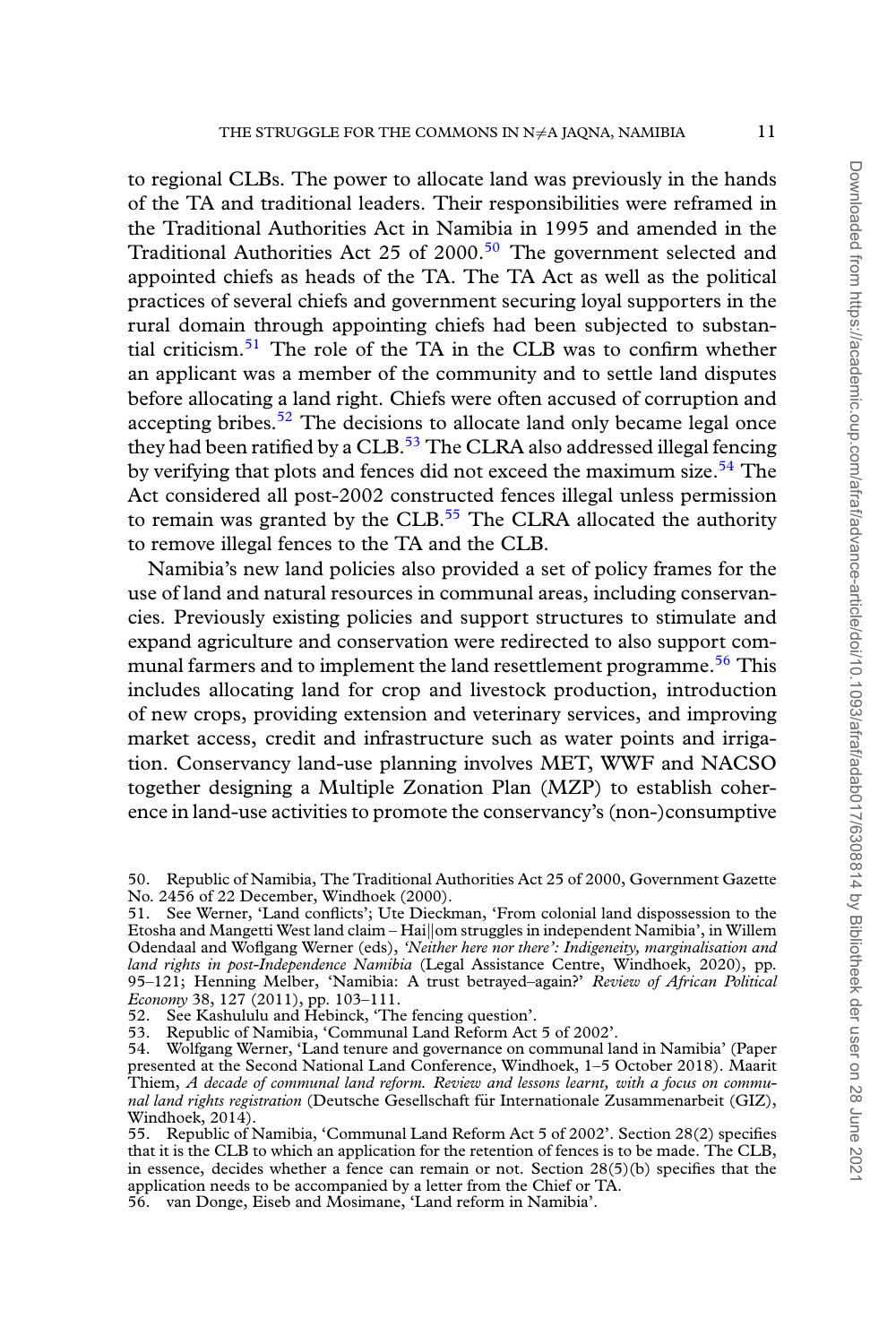to regional CLBs. The power to allocate land was previously in the hands of the TA and traditional leaders. Their responsibilities were reframed in the Traditional Authorities Act in Namibia in 1995 and amended in the Traditional Authorities Act 25 of 2000.[50] The government selected and appointed chiefs as heads of the TA. The TA Act as well as the political practices of several chiefs and government securing loyal supporters in the rural domain through appointing chiefs had been subjected to substantial criticism.[51] The role of the TA in the CLB was to confirm whether an applicant was a member of the community and to settle land disputes before allocating a land right. Chiefs were often accused of corruption and accepting bribes.[52] The decisions to allocate land only became legal once they had been ratified by a CLB.[53] The CLRA also addressed illegal fencing by verifying that plots and fences did not exceed the maximum size.[54] The Act considered all post-2002 constructed fences illegal unless permission to remain was granted by the CLB.[55] The CLRA allocated the authority to remove illegal fences to the TA and the CLB.

Namibia's new land policies also provided a set of policy frames for the use of land and natural resources in communal areas, including conservancies. Previously existing policies and support structures to stimulate and expand agriculture and conservation were redirected to also support communal farmers and to implement the land resettlement programme.[56] This includes allocating land for crop and livestock production, introduction of new crops, providing extension and veterinary services, and improving market access, credit and infrastructure such as water points and irrigation. Conservancy land-use planning involves MET, WWF and NACSO together designing a Multiple Zonation Plan (MZP) to establish coherence in land-use activities to promote the conservancy's (non-)consumptive

50. Republic of Namibia, The Traditional Authorities Act 25 of 2000, Government Gazette No. 2456 of 22 December, Windhoek (2000).

51. See Werner, 'Land conflicts'; Ute Dieckman, 'From colonial land dispossession to the Etosha and Mangetti West land claim – Hai||om struggles in independent Namibia', in Willem Odendaal and Woflgang Werner (eds), *'Neither here nor there': Indigeneity, marginalisation and land rights in post-Independence Namibia* (Legal Assistance Centre, Windhoek, 2020), pp. 95–121; Henning Melber, 'Namibia: A trust betrayed–again?' *Review of African Political Economy* 38, 127 (2011), pp. 103–111.

52. See Kashululu and Hebinck, 'The fencing question'.

53. Republic of Namibia, 'Communal Land Reform Act 5 of 2002'.

54. Wolfgang Werner, 'Land tenure and governance on communal land in Namibia' (Paper presented at the Second National Land Conference, Windhoek, 1–5 October 2018). Maarit Thiem, *A decade of communal land reform. Review and lessons learnt, with a focus on communal land rights registration* (Deutsche Gesellschaft für Internationale Zusammenarbeit (GIZ), Windhoek, 2014).

55. Republic of Namibia, 'Communal Land Reform Act 5 of 2002'. Section 28(2) specifies that it is the CLB to which an application for the retention of fences is to be made. The CLB, in essence, decides whether a fence can remain or not. Section 28(5)(b) specifies that the application needs to be accompanied by a letter from the Chief or TA.

56. van Donge, Eiseb and Mosimane, 'Land reform in Namibia'.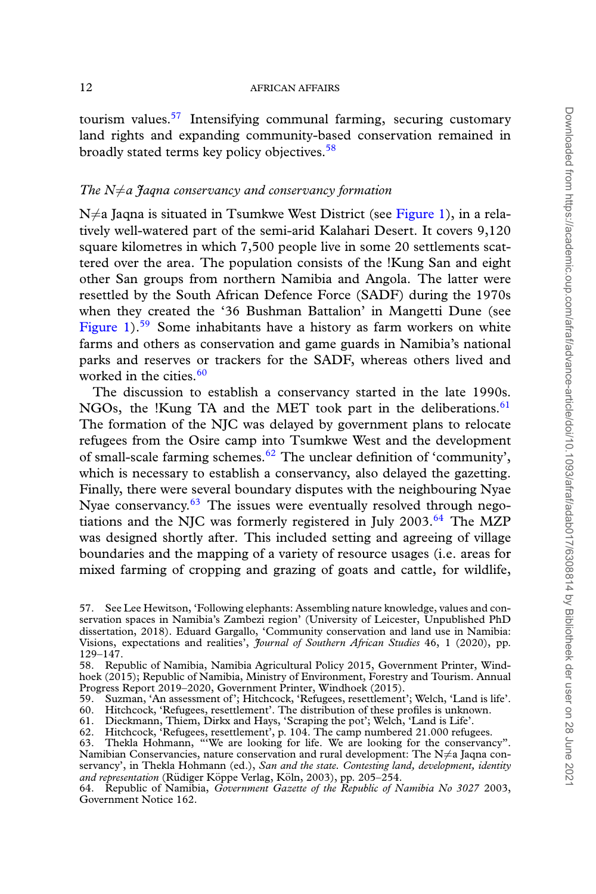tourism values.[57] Intensifying communal farming, securing customary land rights and expanding community-based conservation remained in broadly stated terms key policy objectives.[58]

### *The N≠a Jaqna conservancy and conservancy formation*

N≠a Jaqna is situated in Tsumkwe West District (see Figure 1), in a relatively well-watered part of the semi-arid Kalahari Desert. It covers 9,120 square kilometres in which 7,500 people live in some 20 settlements scattered over the area. The population consists of the !Kung San and eight other San groups from northern Namibia and Angola. The latter were resettled by the South African Defence Force (SADF) during the 1970s when they created the '36 Bushman Battalion' in Mangetti Dune (see Figure 1).[59] Some inhabitants have a history as farm workers on white farms and others as conservation and game guards in Namibia's national parks and reserves or trackers for the SADF, whereas others lived and worked in the cities.[60]

The discussion to establish a conservancy started in the late 1990s. NGOs, the !Kung TA and the MET took part in the deliberations.[61] The formation of the NJC was delayed by government plans to relocate refugees from the Osire camp into Tsumkwe West and the development of small-scale farming schemes.[62] The unclear definition of 'community', which is necessary to establish a conservancy, also delayed the gazetting. Finally, there were several boundary disputes with the neighbouring Nyae Nyae conservancy.[63] The issues were eventually resolved through negotiations and the NJC was formerly registered in July 2003.[64] The MZP was designed shortly after. This included setting and agreeing of village boundaries and the mapping of a variety of resource usages (i.e. areas for mixed farming of cropping and grazing of goats and cattle, for wildlife,

---

57. See Lee Hewitson, 'Following elephants: Assembling nature knowledge, values and conservation spaces in Namibia's Zambezi region' (University of Leicester, Unpublished PhD dissertation, 2018). Eduard Gargallo, 'Community conservation and land use in Namibia: Visions, expectations and realities', *Journal of Southern African Studies* 46, 1 (2020), pp. 129–147.

58. Republic of Namibia, Namibia Agricultural Policy 2015, Government Printer, Windhoek (2015); Republic of Namibia, Ministry of Environment, Forestry and Tourism. Annual Progress Report 2019–2020, Government Printer, Windhoek (2015).

59. Suzman, 'An assessment of'; Hitchcock, 'Refugees, resettlement'; Welch, 'Land is life'.

60. Hitchcock, 'Refugees, resettlement'. The distribution of these profiles is unknown.

61. Dieckmann, Thiem, Dirkx and Hays, 'Scraping the pot'; Welch, 'Land is Life'.

62. Hitchcock, 'Refugees, resettlement', p. 104. The camp numbered 21.000 refugees.

63. Thekla Hohmann, '"We are looking for life. We are looking for the conservancy". Namibian Conservancies, nature conservation and rural development: The N≠a Jaqna conservancy', in Thekla Hohmann (ed.), *San and the state. Contesting land, development, identity and representation* (Rüdiger Köppe Verlag, Köln, 2003), pp. 205–254.

64. Republic of Namibia, *Government Gazette of the Republic of Namibia No 3027* 2003, Government Notice 162.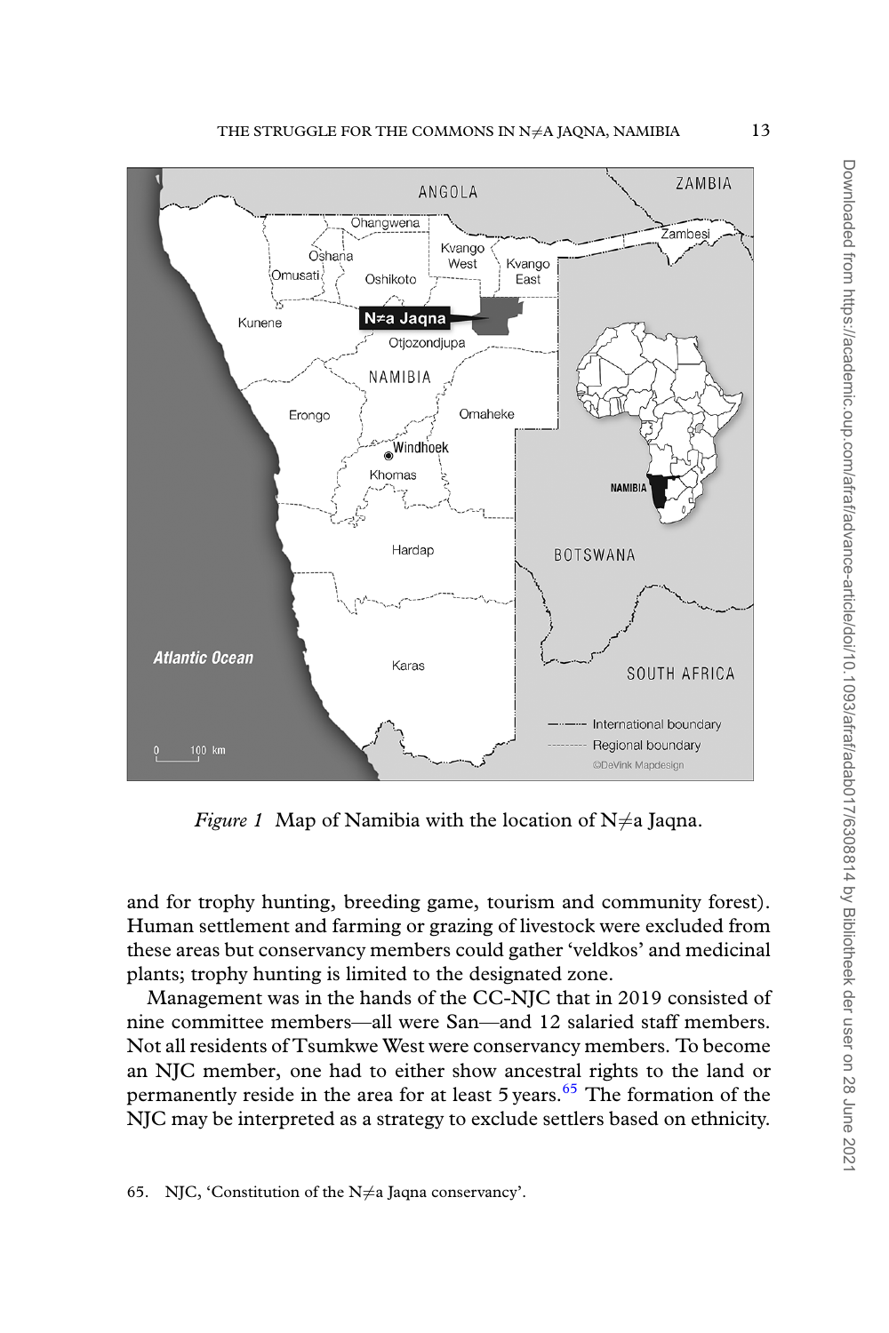*Figure 1* Map of Namibia with the location of N≠a Jaqna.

and for trophy hunting, breeding game, tourism and community forest). Human settlement and farming or grazing of livestock were excluded from these areas but conservancy members could gather 'veldkos' and medicinal plants; trophy hunting is limited to the designated zone.

Management was in the hands of the CC-NJC that in 2019 consisted of nine committee members—all were San—and 12 salaried staff members. Not all residents of Tsumkwe West were conservancy members. To become an NJC member, one had to either show ancestral rights to the land or permanently reside in the area for at least 5 years.[65] The formation of the NJC may be interpreted as a strategy to exclude settlers based on ethnicity.

65. NJC, 'Constitution of the N≠a Jaqna conservancy'.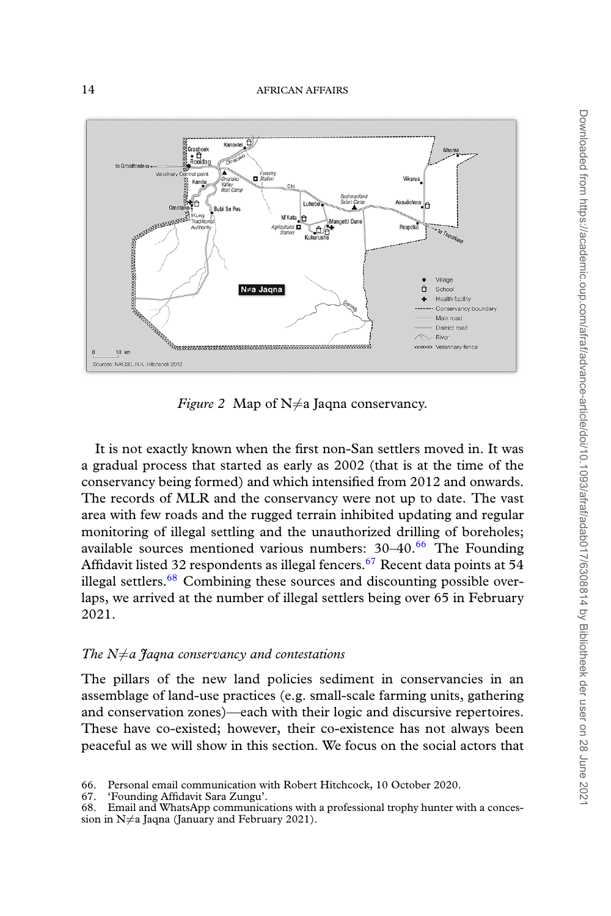Figure 2  Map of N≠a Jaqna conservancy.

It is not exactly known when the first non-San settlers moved in. It was a gradual process that started as early as 2002 (that is at the time of the conservancy being formed) and which intensified from 2012 and onwards. The records of MLR and the conservancy were not up to date. The vast area with few roads and the rugged terrain inhibited updating and regular monitoring of illegal settling and the unauthorized drilling of boreholes; available sources mentioned various numbers: 30–40.[66] The Founding Affidavit listed 32 respondents as illegal fencers.[67] Recent data points at 54 illegal settlers.[68] Combining these sources and discounting possible overlaps, we arrived at the number of illegal settlers being over 65 in February 2021.

### *The N≠a Jaqna conservancy and contestations*

The pillars of the new land policies sediment in conservancies in an assemblage of land-use practices (e.g. small-scale farming units, gathering and conservation zones)—each with their logic and discursive repertoires. These have co-existed; however, their co-existence has not always been peaceful as we will show in this section. We focus on the social actors that

66. Personal email communication with Robert Hitchcock, 10 October 2020.
67. 'Founding Affidavit Sara Zungu'.
68. Email and WhatsApp communications with a professional trophy hunter with a concession in N≠a Jaqna (January and February 2021).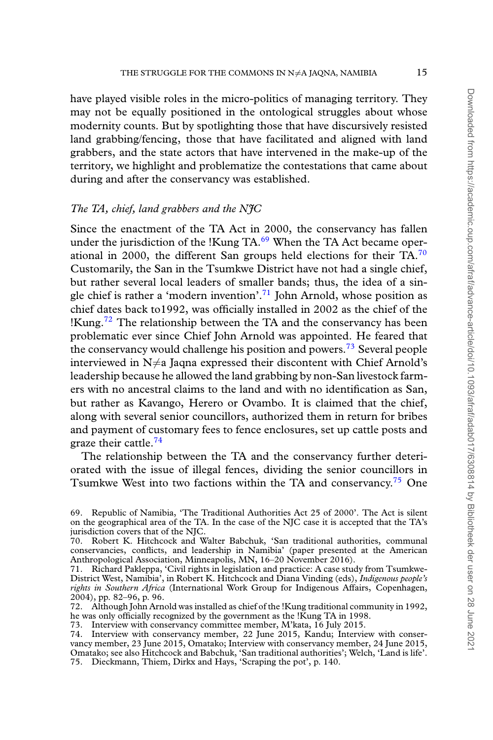have played visible roles in the micro-politics of managing territory. They may not be equally positioned in the ontological struggles about whose modernity counts. But by spotlighting those that have discursively resisted land grabbing/fencing, those that have facilitated and aligned with land grabbers, and the state actors that have intervened in the make-up of the territory, we highlight and problematize the contestations that came about during and after the conservancy was established.

### *The TA, chief, land grabbers and the NJC*

Since the enactment of the TA Act in 2000, the conservancy has fallen under the jurisdiction of the !Kung TA.[69] When the TA Act became operational in 2000, the different San groups held elections for their TA.[70] Customarily, the San in the Tsumkwe District have not had a single chief, but rather several local leaders of smaller bands; thus, the idea of a single chief is rather a 'modern invention'.[71] John Arnold, whose position as chief dates back to1992, was officially installed in 2002 as the chief of the !Kung.[72] The relationship between the TA and the conservancy has been problematic ever since Chief John Arnold was appointed. He feared that the conservancy would challenge his position and powers.[73] Several people interviewed in N≠a Jaqna expressed their discontent with Chief Arnold's leadership because he allowed the land grabbing by non-San livestock farmers with no ancestral claims to the land and with no identification as San, but rather as Kavango, Herero or Ovambo. It is claimed that the chief, along with several senior councillors, authorized them in return for bribes and payment of customary fees to fence enclosures, set up cattle posts and graze their cattle.[74]

The relationship between the TA and the conservancy further deteriorated with the issue of illegal fences, dividing the senior councillors in Tsumkwe West into two factions within the TA and conservancy.[75] One

69. Republic of Namibia, 'The Traditional Authorities Act 25 of 2000'. The Act is silent on the geographical area of the TA. In the case of the NJC case it is accepted that the TA's jurisdiction covers that of the NJC.

70. Robert K. Hitchcock and Walter Babchuk, 'San traditional authorities, communal conservancies, conflicts, and leadership in Namibia' (paper presented at the American Anthropological Association, Minneapolis, MN, 16–20 November 2016).

71. Richard Pakleppa, 'Civil rights in legislation and practice: A case study from Tsumkwe-District West, Namibia', in Robert K. Hitchcock and Diana Vinding (eds), *Indigenous people's rights in Southern Africa* (International Work Group for Indigenous Affairs, Copenhagen, 2004), pp. 82–96, p. 96.

72. Although John Arnold was installed as chief of the !Kung traditional community in 1992, he was only officially recognized by the government as the !Kung TA in 1998.

73. Interview with conservancy committee member, M'kata, 16 July 2015.

74. Interview with conservancy member, 22 June 2015, Kandu; Interview with conservancy member, 23 June 2015, Omatako; Interview with conservancy member, 24 June 2015, Omatako; see also Hitchcock and Babchuk, 'San traditional authorities'; Welch, 'Land is life'.

75. Dieckmann, Thiem, Dirkx and Hays, 'Scraping the pot', p. 140.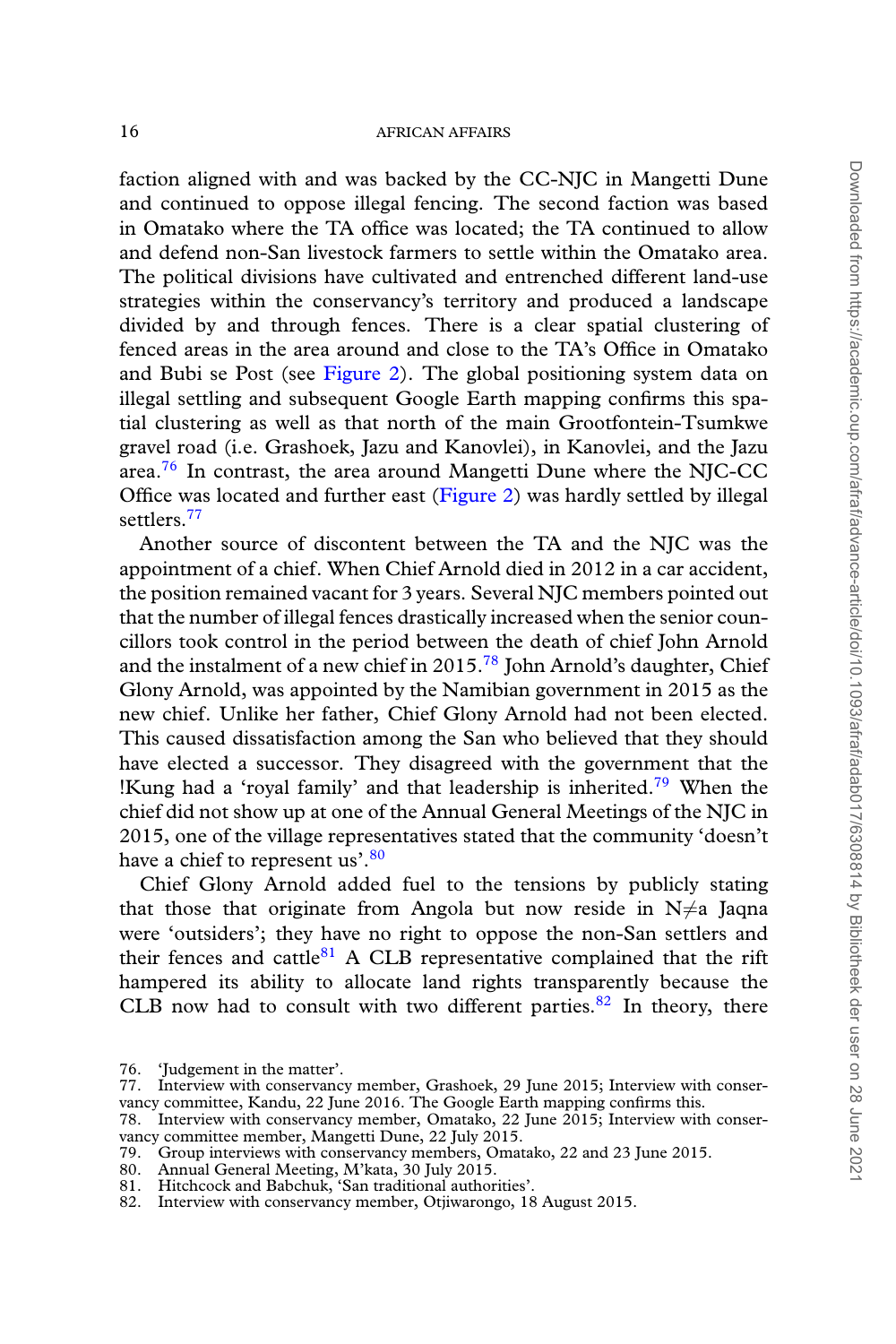faction aligned with and was backed by the CC-NJC in Mangetti Dune and continued to oppose illegal fencing. The second faction was based in Omatako where the TA office was located; the TA continued to allow and defend non-San livestock farmers to settle within the Omatako area. The political divisions have cultivated and entrenched different land-use strategies within the conservancy's territory and produced a landscape divided by and through fences. There is a clear spatial clustering of fenced areas in the area around and close to the TA's Office in Omatako and Bubi se Post (see Figure 2). The global positioning system data on illegal settling and subsequent Google Earth mapping confirms this spatial clustering as well as that north of the main Grootfontein-Tsumkwe gravel road (i.e. Grashoek, Jazu and Kanovlei), in Kanovlei, and the Jazu area.[76] In contrast, the area around Mangetti Dune where the NJC-CC Office was located and further east (Figure 2) was hardly settled by illegal settlers.[77]

Another source of discontent between the TA and the NJC was the appointment of a chief. When Chief Arnold died in 2012 in a car accident, the position remained vacant for 3 years. Several NJC members pointed out that the number of illegal fences drastically increased when the senior councillors took control in the period between the death of chief John Arnold and the instalment of a new chief in 2015.[78] John Arnold's daughter, Chief Glony Arnold, was appointed by the Namibian government in 2015 as the new chief. Unlike her father, Chief Glony Arnold had not been elected. This caused dissatisfaction among the San who believed that they should have elected a successor. They disagreed with the government that the !Kung had a 'royal family' and that leadership is inherited.[79] When the chief did not show up at one of the Annual General Meetings of the NJC in 2015, one of the village representatives stated that the community 'doesn't have a chief to represent us'.[80]

Chief Glony Arnold added fuel to the tensions by publicly stating that those that originate from Angola but now reside in N≠a Jaqna were 'outsiders'; they have no right to oppose the non-San settlers and their fences and cattle[81] A CLB representative complained that the rift hampered its ability to allocate land rights transparently because the CLB now had to consult with two different parties.[82] In theory, there

76. 'Judgement in the matter'.
77. Interview with conservancy member, Grashoek, 29 June 2015; Interview with conservancy committee, Kandu, 22 June 2016. The Google Earth mapping confirms this.
78. Interview with conservancy member, Omatako, 22 June 2015; Interview with conservancy committee member, Mangetti Dune, 22 July 2015.
79. Group interviews with conservancy members, Omatako, 22 and 23 June 2015.
80. Annual General Meeting, M'kata, 30 July 2015.
81. Hitchcock and Babchuk, 'San traditional authorities'.
82. Interview with conservancy member, Otjiwarongo, 18 August 2015.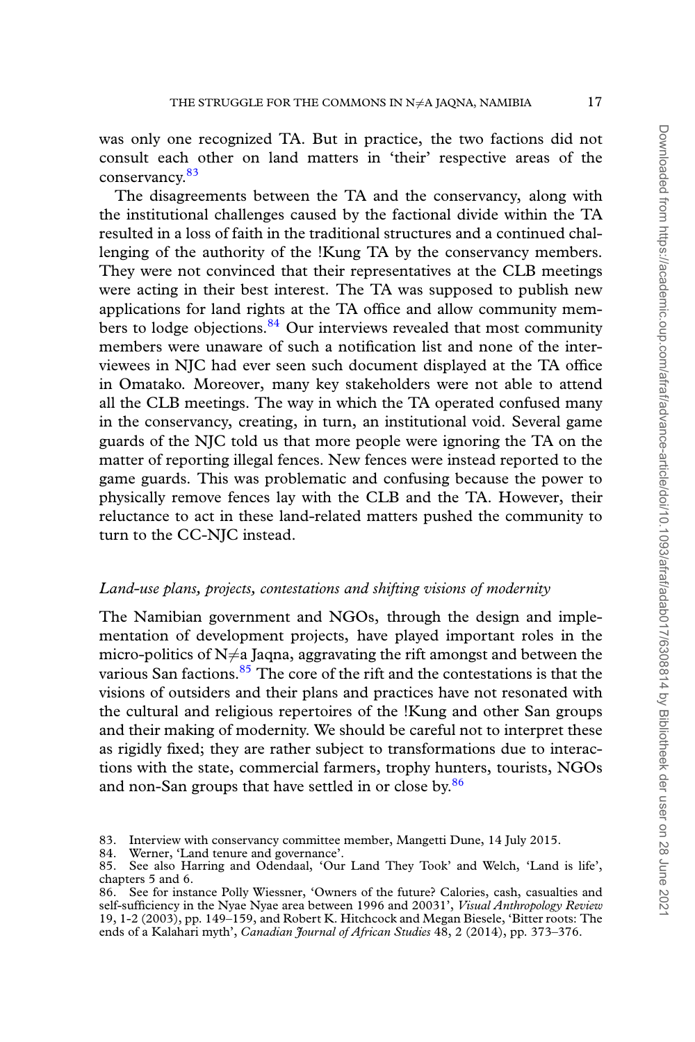was only one recognized TA. But in practice, the two factions did not consult each other on land matters in 'their' respective areas of the conservancy.[83]

The disagreements between the TA and the conservancy, along with the institutional challenges caused by the factional divide within the TA resulted in a loss of faith in the traditional structures and a continued challenging of the authority of the !Kung TA by the conservancy members. They were not convinced that their representatives at the CLB meetings were acting in their best interest. The TA was supposed to publish new applications for land rights at the TA office and allow community members to lodge objections.[84] Our interviews revealed that most community members were unaware of such a notification list and none of the interviewees in NJC had ever seen such document displayed at the TA office in Omatako. Moreover, many key stakeholders were not able to attend all the CLB meetings. The way in which the TA operated confused many in the conservancy, creating, in turn, an institutional void. Several game guards of the NJC told us that more people were ignoring the TA on the matter of reporting illegal fences. New fences were instead reported to the game guards. This was problematic and confusing because the power to physically remove fences lay with the CLB and the TA. However, their reluctance to act in these land-related matters pushed the community to turn to the CC-NJC instead.

### *Land-use plans, projects, contestations and shifting visions of modernity*

The Namibian government and NGOs, through the design and implementation of development projects, have played important roles in the micro-politics of N≠a Jaqna, aggravating the rift amongst and between the various San factions.[85] The core of the rift and the contestations is that the visions of outsiders and their plans and practices have not resonated with the cultural and religious repertoires of the !Kung and other San groups and their making of modernity. We should be careful not to interpret these as rigidly fixed; they are rather subject to transformations due to interactions with the state, commercial farmers, trophy hunters, tourists, NGOs and non-San groups that have settled in or close by.[86]

83. Interview with conservancy committee member, Mangetti Dune, 14 July 2015.
84. Werner, 'Land tenure and governance'.
85. See also Harring and Odendaal, 'Our Land They Took' and Welch, 'Land is life', chapters 5 and 6.
86. See for instance Polly Wiessner, 'Owners of the future? Calories, cash, casualties and self-sufficiency in the Nyae Nyae area between 1996 and 20031', *Visual Anthropology Review* 19, 1-2 (2003), pp. 149–159, and Robert K. Hitchcock and Megan Biesele, 'Bitter roots: The ends of a Kalahari myth', *Canadian Journal of African Studies* 48, 2 (2014), pp. 373–376.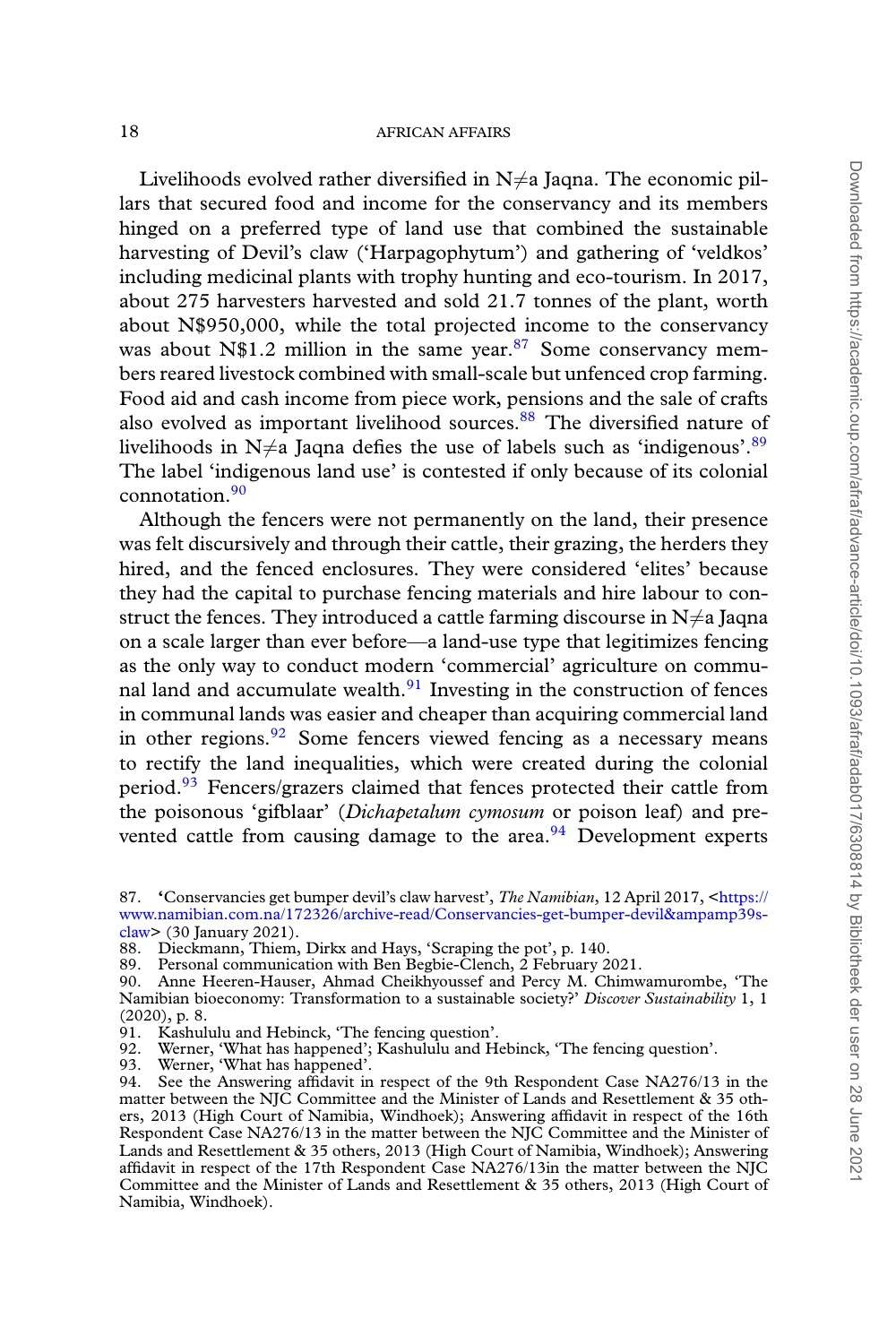Livelihoods evolved rather diversified in N≠a Jaqna. The economic pillars that secured food and income for the conservancy and its members hinged on a preferred type of land use that combined the sustainable harvesting of Devil's claw ('Harpagophytum') and gathering of 'veldkos' including medicinal plants with trophy hunting and eco-tourism. In 2017, about 275 harvesters harvested and sold 21.7 tonnes of the plant, worth about N$950,000, while the total projected income to the conservancy was about N$1.2 million in the same year.[87] Some conservancy members reared livestock combined with small-scale but unfenced crop farming. Food aid and cash income from piece work, pensions and the sale of crafts also evolved as important livelihood sources.[88] The diversified nature of livelihoods in N≠a Jaqna defies the use of labels such as 'indigenous'.[89] The label 'indigenous land use' is contested if only because of its colonial connotation.[90]

Although the fencers were not permanently on the land, their presence was felt discursively and through their cattle, their grazing, the herders they hired, and the fenced enclosures. They were considered 'elites' because they had the capital to purchase fencing materials and hire labour to construct the fences. They introduced a cattle farming discourse in N≠a Jaqna on a scale larger than ever before—a land-use type that legitimizes fencing as the only way to conduct modern 'commercial' agriculture on communal land and accumulate wealth.[91] Investing in the construction of fences in communal lands was easier and cheaper than acquiring commercial land in other regions.[92] Some fencers viewed fencing as a necessary means to rectify the land inequalities, which were created during the colonial period.[93] Fencers/grazers claimed that fences protected their cattle from the poisonous 'gifblaar' (*Dichapetalum cymosum* or poison leaf) and prevented cattle from causing damage to the area.[94] Development experts

87. 'Conservancies get bumper devil's claw harvest', *The Namibian*, 12 April 2017, <https://www.namibian.com.na/172326/archive-read/Conservancies-get-bumper-devil&ampamp39s-claw> (30 January 2021).
88. Dieckmann, Thiem, Dirkx and Hays, 'Scraping the pot', p. 140.
89. Personal communication with Ben Begbie-Clench, 2 February 2021.
90. Anne Heeren-Hauser, Ahmad Cheikhyoussef and Percy M. Chimwamurombe, 'The Namibian bioeconomy: Transformation to a sustainable society?' *Discover Sustainability* 1, 1 (2020), p. 8.
91. Kashululu and Hebinck, 'The fencing question'.
92. Werner, 'What has happened'; Kashululu and Hebinck, 'The fencing question'.
93. Werner, 'What has happened'.
94. See the Answering affidavit in respect of the 9th Respondent Case NA276/13 in the matter between the NJC Committee and the Minister of Lands and Resettlement & 35 others, 2013 (High Court of Namibia, Windhoek); Answering affidavit in respect of the 16th Respondent Case NA276/13 in the matter between the NJC Committee and the Minister of Lands and Resettlement & 35 others, 2013 (High Court of Namibia, Windhoek); Answering affidavit in respect of the 17th Respondent Case NA276/13in the matter between the NJC Committee and the Minister of Lands and Resettlement & 35 others, 2013 (High Court of Namibia, Windhoek).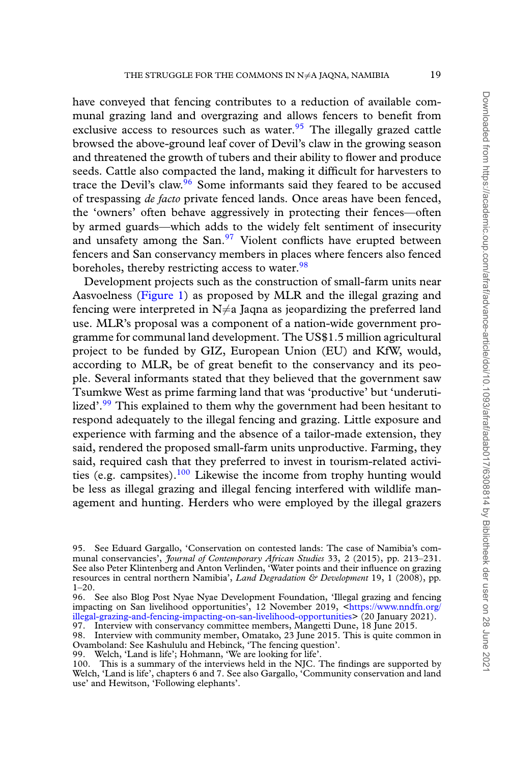have conveyed that fencing contributes to a reduction of available communal grazing land and overgrazing and allows fencers to benefit from exclusive access to resources such as water.[95] The illegally grazed cattle browsed the above-ground leaf cover of Devil's claw in the growing season and threatened the growth of tubers and their ability to flower and produce seeds. Cattle also compacted the land, making it difficult for harvesters to trace the Devil's claw.[96] Some informants said they feared to be accused of trespassing *de facto* private fenced lands. Once areas have been fenced, the 'owners' often behave aggressively in protecting their fences—often by armed guards—which adds to the widely felt sentiment of insecurity and unsafety among the San.[97] Violent conflicts have erupted between fencers and San conservancy members in places where fencers also fenced boreholes, thereby restricting access to water.[98]

Development projects such as the construction of small-farm units near Aasvoelness (Figure 1) as proposed by MLR and the illegal grazing and fencing were interpreted in N≠a Jaqna as jeopardizing the preferred land use. MLR's proposal was a component of a nation-wide government programme for communal land development. The US$1.5 million agricultural project to be funded by GIZ, European Union (EU) and KfW, would, according to MLR, be of great benefit to the conservancy and its people. Several informants stated that they believed that the government saw Tsumkwe West as prime farming land that was 'productive' but 'underutilized'.[99] This explained to them why the government had been hesitant to respond adequately to the illegal fencing and grazing. Little exposure and experience with farming and the absence of a tailor-made extension, they said, rendered the proposed small-farm units unproductive. Farming, they said, required cash that they preferred to invest in tourism-related activities (e.g. campsites).[100] Likewise the income from trophy hunting would be less as illegal grazing and illegal fencing interfered with wildlife management and hunting. Herders who were employed by the illegal grazers

95. See Eduard Gargallo, 'Conservation on contested lands: The case of Namibia's communal conservancies', *Journal of Contemporary African Studies* 33, 2 (2015), pp. 213–231. See also Peter Klintenberg and Anton Verlinden, 'Water points and their influence on grazing resources in central northern Namibia', *Land Degradation & Development* 19, 1 (2008), pp. 1–20.

96. See also Blog Post Nyae Nyae Development Foundation, 'Illegal grazing and fencing impacting on San livelihood opportunities', 12 November 2019, <https://www.nndfn.org/illegal-grazing-and-fencing-impacting-on-san-livelihood-opportunities> (20 January 2021).

97. Interview with conservancy committee members, Mangetti Dune, 18 June 2015.

98. Interview with community member, Omatako, 23 June 2015. This is quite common in Ovamboland: See Kashululu and Hebinck, 'The fencing question'.

99. Welch, 'Land is life'; Hohmann, 'We are looking for life'.

100. This is a summary of the interviews held in the NJC. The findings are supported by Welch, 'Land is life', chapters 6 and 7. See also Gargallo, 'Community conservation and land use' and Hewitson, 'Following elephants'.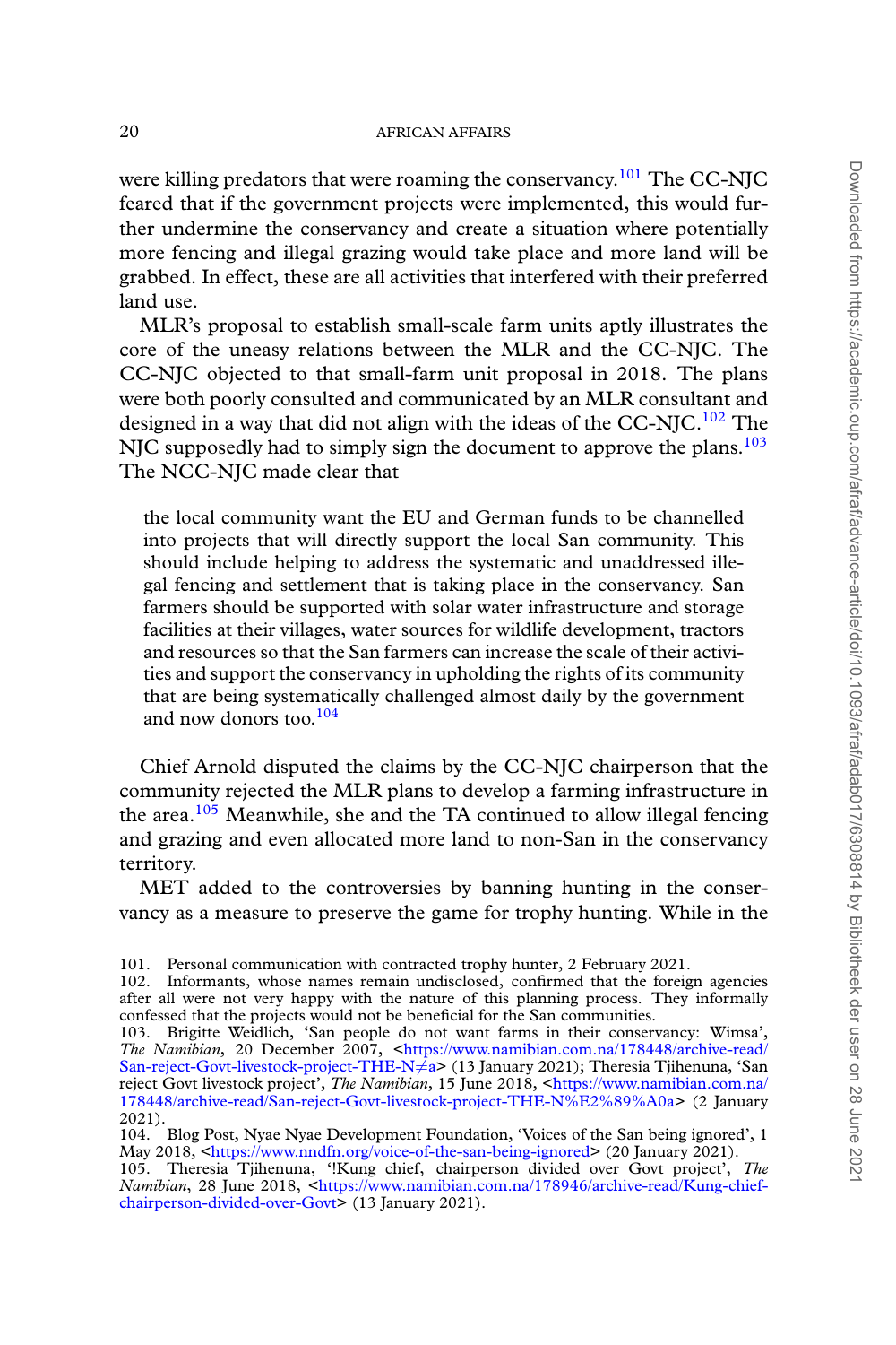were killing predators that were roaming the conservancy.[101] The CC-NJC feared that if the government projects were implemented, this would further undermine the conservancy and create a situation where potentially more fencing and illegal grazing would take place and more land will be grabbed. In effect, these are all activities that interfered with their preferred land use.

MLR's proposal to establish small-scale farm units aptly illustrates the core of the uneasy relations between the MLR and the CC-NJC. The CC-NJC objected to that small-farm unit proposal in 2018. The plans were both poorly consulted and communicated by an MLR consultant and designed in a way that did not align with the ideas of the CC-NJC.[102] The NJC supposedly had to simply sign the document to approve the plans.[103] The NCC-NJC made clear that

> the local community want the EU and German funds to be channelled into projects that will directly support the local San community. This should include helping to address the systematic and unaddressed illegal fencing and settlement that is taking place in the conservancy. San farmers should be supported with solar water infrastructure and storage facilities at their villages, water sources for wildlife development, tractors and resources so that the San farmers can increase the scale of their activities and support the conservancy in upholding the rights of its community that are being systematically challenged almost daily by the government and now donors too.[104]

Chief Arnold disputed the claims by the CC-NJC chairperson that the community rejected the MLR plans to develop a farming infrastructure in the area.[105] Meanwhile, she and the TA continued to allow illegal fencing and grazing and even allocated more land to non-San in the conservancy territory.

MET added to the controversies by banning hunting in the conservancy as a measure to preserve the game for trophy hunting. While in the

101. Personal communication with contracted trophy hunter, 2 February 2021.

102. Informants, whose names remain undisclosed, confirmed that the foreign agencies after all were not very happy with the nature of this planning process. They informally confessed that the projects would not be beneficial for the San communities.

103. Brigitte Weidlich, 'San people do not want farms in their conservancy: Wimsa', *The Namibian*, 20 December 2007, <https://www.namibian.com.na/178448/archive-read/San-reject-Govt-livestock-project-THE-N≠a> (13 January 2021); Theresia Tjihenuna, 'San reject Govt livestock project', *The Namibian*, 15 June 2018, <https://www.namibian.com.na/178448/archive-read/San-reject-Govt-livestock-project-THE-N%E2%89%A0a> (2 January 2021).

104. Blog Post, Nyae Nyae Development Foundation, 'Voices of the San being ignored', 1 May 2018, <https://www.nndfn.org/voice-of-the-san-being-ignored> (20 January 2021).

105. Theresia Tjihenuna, '!Kung chief, chairperson divided over Govt project', *The Namibian*, 28 June 2018, <https://www.namibian.com.na/178946/archive-read/Kung-chief-chairperson-divided-over-Govt> (13 January 2021).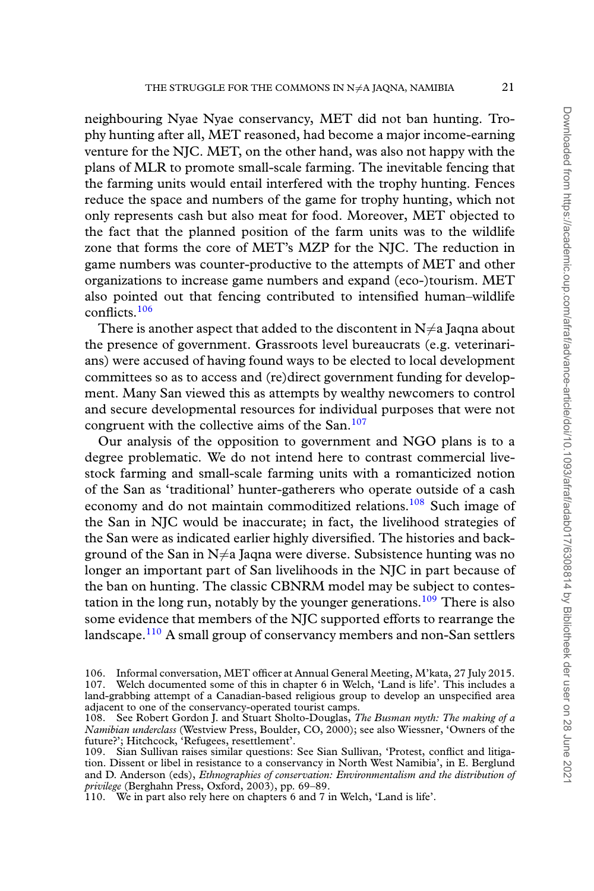neighbouring Nyae Nyae conservancy, MET did not ban hunting. Trophy hunting after all, MET reasoned, had become a major income-earning venture for the NJC. MET, on the other hand, was also not happy with the plans of MLR to promote small-scale farming. The inevitable fencing that the farming units would entail interfered with the trophy hunting. Fences reduce the space and numbers of the game for trophy hunting, which not only represents cash but also meat for food. Moreover, MET objected to the fact that the planned position of the farm units was to the wildlife zone that forms the core of MET's MZP for the NJC. The reduction in game numbers was counter-productive to the attempts of MET and other organizations to increase game numbers and expand (eco-)tourism. MET also pointed out that fencing contributed to intensified human–wildlife conflicts.[106]

There is another aspect that added to the discontent in N≠a Jaqna about the presence of government. Grassroots level bureaucrats (e.g. veterinarians) were accused of having found ways to be elected to local development committees so as to access and (re)direct government funding for development. Many San viewed this as attempts by wealthy newcomers to control and secure developmental resources for individual purposes that were not congruent with the collective aims of the San.[107]

Our analysis of the opposition to government and NGO plans is to a degree problematic. We do not intend here to contrast commercial livestock farming and small-scale farming units with a romanticized notion of the San as 'traditional' hunter-gatherers who operate outside of a cash economy and do not maintain commoditized relations.[108] Such image of the San in NJC would be inaccurate; in fact, the livelihood strategies of the San were as indicated earlier highly diversified. The histories and background of the San in N≠a Jaqna were diverse. Subsistence hunting was no longer an important part of San livelihoods in the NJC in part because of the ban on hunting. The classic CBNRM model may be subject to contestation in the long run, notably by the younger generations.[109] There is also some evidence that members of the NJC supported efforts to rearrange the landscape.[110] A small group of conservancy members and non-San settlers

106. Informal conversation, MET officer at Annual General Meeting, M'kata, 27 July 2015.

107. Welch documented some of this in chapter 6 in Welch, 'Land is life'. This includes a land-grabbing attempt of a Canadian-based religious group to develop an unspecified area adjacent to one of the conservancy-operated tourist camps.

108. See Robert Gordon J. and Stuart Sholto-Douglas, *The Busman myth: The making of a Namibian underclass* (Westview Press, Boulder, CO, 2000); see also Wiessner, 'Owners of the future?'; Hitchcock, 'Refugees, resettlement'.

109. Sian Sullivan raises similar questions: See Sian Sullivan, 'Protest, conflict and litigation. Dissent or libel in resistance to a conservancy in North West Namibia', in E. Berglund and D. Anderson (eds), *Ethnographies of conservation: Environmentalism and the distribution of privilege* (Berghahn Press, Oxford, 2003), pp. 69–89.

110. We in part also rely here on chapters 6 and 7 in Welch, 'Land is life'.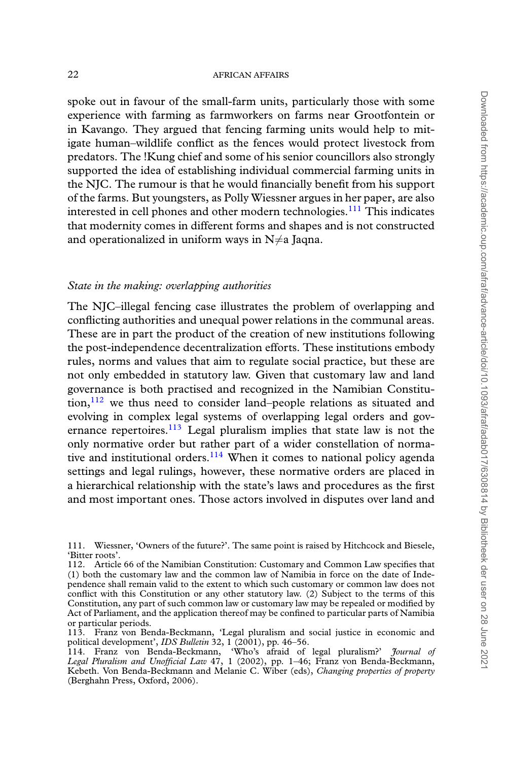spoke out in favour of the small-farm units, particularly those with some experience with farming as farmworkers on farms near Grootfontein or in Kavango. They argued that fencing farming units would help to mitigate human–wildlife conflict as the fences would protect livestock from predators. The !Kung chief and some of his senior councillors also strongly supported the idea of establishing individual commercial farming units in the NJC. The rumour is that he would financially benefit from his support of the farms. But youngsters, as Polly Wiessner argues in her paper, are also interested in cell phones and other modern technologies.[111] This indicates that modernity comes in different forms and shapes and is not constructed and operationalized in uniform ways in N≠a Jaqna.

*State in the making: overlapping authorities*

The NJC–illegal fencing case illustrates the problem of overlapping and conflicting authorities and unequal power relations in the communal areas. These are in part the product of the creation of new institutions following the post-independence decentralization efforts. These institutions embody rules, norms and values that aim to regulate social practice, but these are not only embedded in statutory law. Given that customary law and land governance is both practised and recognized in the Namibian Constitution,[112] we thus need to consider land–people relations as situated and evolving in complex legal systems of overlapping legal orders and governance repertoires.[113] Legal pluralism implies that state law is not the only normative order but rather part of a wider constellation of normative and institutional orders.[114] When it comes to national policy agenda settings and legal rulings, however, these normative orders are placed in a hierarchical relationship with the state's laws and procedures as the first and most important ones. Those actors involved in disputes over land and

111. Wiessner, 'Owners of the future?'. The same point is raised by Hitchcock and Biesele, 'Bitter roots'.

112. Article 66 of the Namibian Constitution: Customary and Common Law specifies that (1) both the customary law and the common law of Namibia in force on the date of Independence shall remain valid to the extent to which such customary or common law does not conflict with this Constitution or any other statutory law. (2) Subject to the terms of this Constitution, any part of such common law or customary law may be repealed or modified by Act of Parliament, and the application thereof may be confined to particular parts of Namibia or particular periods.

113. Franz von Benda-Beckmann, 'Legal pluralism and social justice in economic and political development', *IDS Bulletin* 32, 1 (2001), pp. 46–56.

114. Franz von Benda-Beckmann, 'Who's afraid of legal pluralism?' *Journal of Legal Pluralism and Unofficial Law* 47, 1 (2002), pp. 1–46; Franz von Benda-Beckmann, Kebeth. Von Benda-Beckmann and Melanie C. Wiber (eds), *Changing properties of property* (Berghahn Press, Oxford, 2006).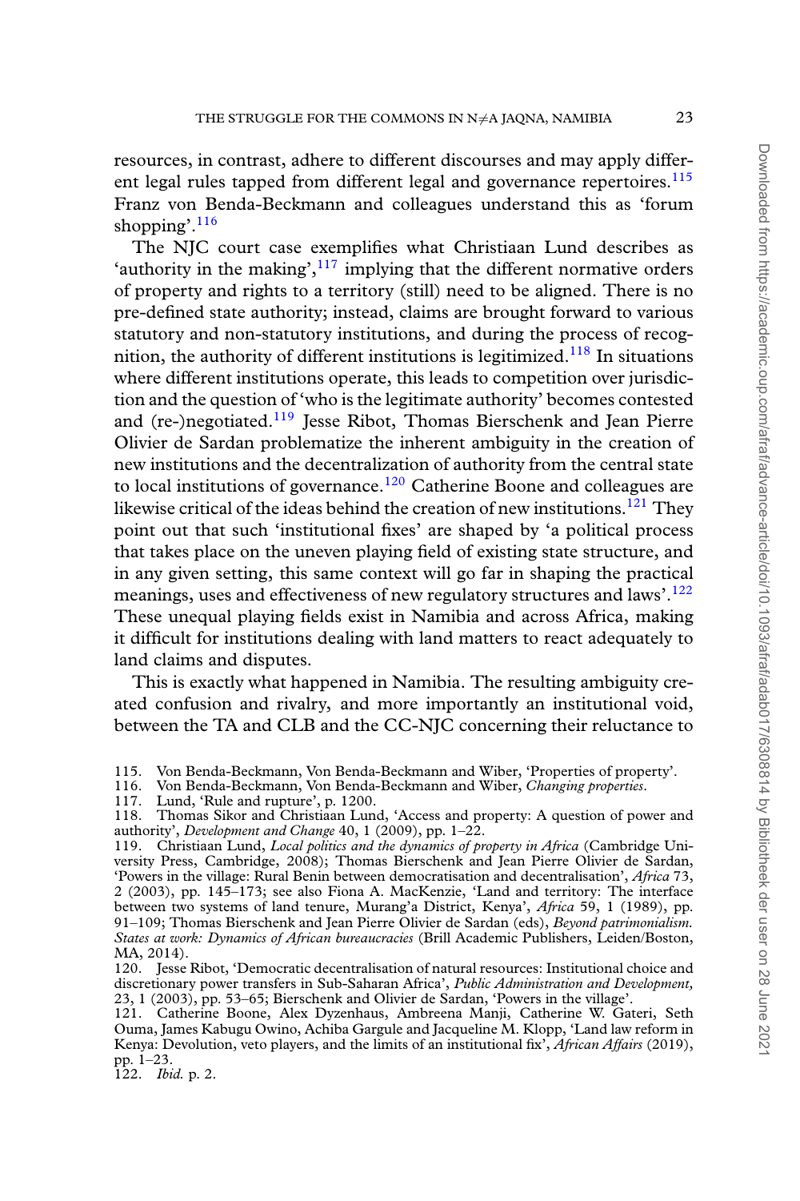resources, in contrast, adhere to different discourses and may apply different legal rules tapped from different legal and governance repertoires.[115] Franz von Benda-Beckmann and colleagues understand this as 'forum shopping'.[116]

The NJC court case exemplifies what Christiaan Lund describes as 'authority in the making',[117] implying that the different normative orders of property and rights to a territory (still) need to be aligned. There is no pre-defined state authority; instead, claims are brought forward to various statutory and non-statutory institutions, and during the process of recognition, the authority of different institutions is legitimized.[118] In situations where different institutions operate, this leads to competition over jurisdiction and the question of 'who is the legitimate authority' becomes contested and (re-)negotiated.[119] Jesse Ribot, Thomas Bierschenk and Jean Pierre Olivier de Sardan problematize the inherent ambiguity in the creation of new institutions and the decentralization of authority from the central state to local institutions of governance.[120] Catherine Boone and colleagues are likewise critical of the ideas behind the creation of new institutions.[121] They point out that such 'institutional fixes' are shaped by 'a political process that takes place on the uneven playing field of existing state structure, and in any given setting, this same context will go far in shaping the practical meanings, uses and effectiveness of new regulatory structures and laws'.[122] These unequal playing fields exist in Namibia and across Africa, making it difficult for institutions dealing with land matters to react adequately to land claims and disputes.

This is exactly what happened in Namibia. The resulting ambiguity created confusion and rivalry, and more importantly an institutional void, between the TA and CLB and the CC-NJC concerning their reluctance to

115. Von Benda-Beckmann, Von Benda-Beckmann and Wiber, 'Properties of property'.
116. Von Benda-Beckmann, Von Benda-Beckmann and Wiber, *Changing properties*.
117. Lund, 'Rule and rupture', p. 1200.
118. Thomas Sikor and Christiaan Lund, 'Access and property: A question of power and authority', *Development and Change* 40, 1 (2009), pp. 1–22.
119. Christiaan Lund, *Local politics and the dynamics of property in Africa* (Cambridge University Press, Cambridge, 2008); Thomas Bierschenk and Jean Pierre Olivier de Sardan, 'Powers in the village: Rural Benin between democratisation and decentralisation', *Africa* 73, 2 (2003), pp. 145–173; see also Fiona A. MacKenzie, 'Land and territory: The interface between two systems of land tenure, Murang'a District, Kenya', *Africa* 59, 1 (1989), pp. 91–109; Thomas Bierschenk and Jean Pierre Olivier de Sardan (eds), *Beyond patrimonialism. States at work: Dynamics of African bureaucracies* (Brill Academic Publishers, Leiden/Boston, MA, 2014).
120. Jesse Ribot, 'Democratic decentralisation of natural resources: Institutional choice and discretionary power transfers in Sub-Saharan Africa', *Public Administration and Development,* 23, 1 (2003), pp. 53–65; Bierschenk and Olivier de Sardan, 'Powers in the village'.
121. Catherine Boone, Alex Dyzenhaus, Ambreena Manji, Catherine W. Gateri, Seth Ouma, James Kabugu Owino, Achiba Gargule and Jacqueline M. Klopp, 'Land law reform in Kenya: Devolution, veto players, and the limits of an institutional fix', *African Affairs* (2019), pp. 1–23.
122. *Ibid.* p. 2.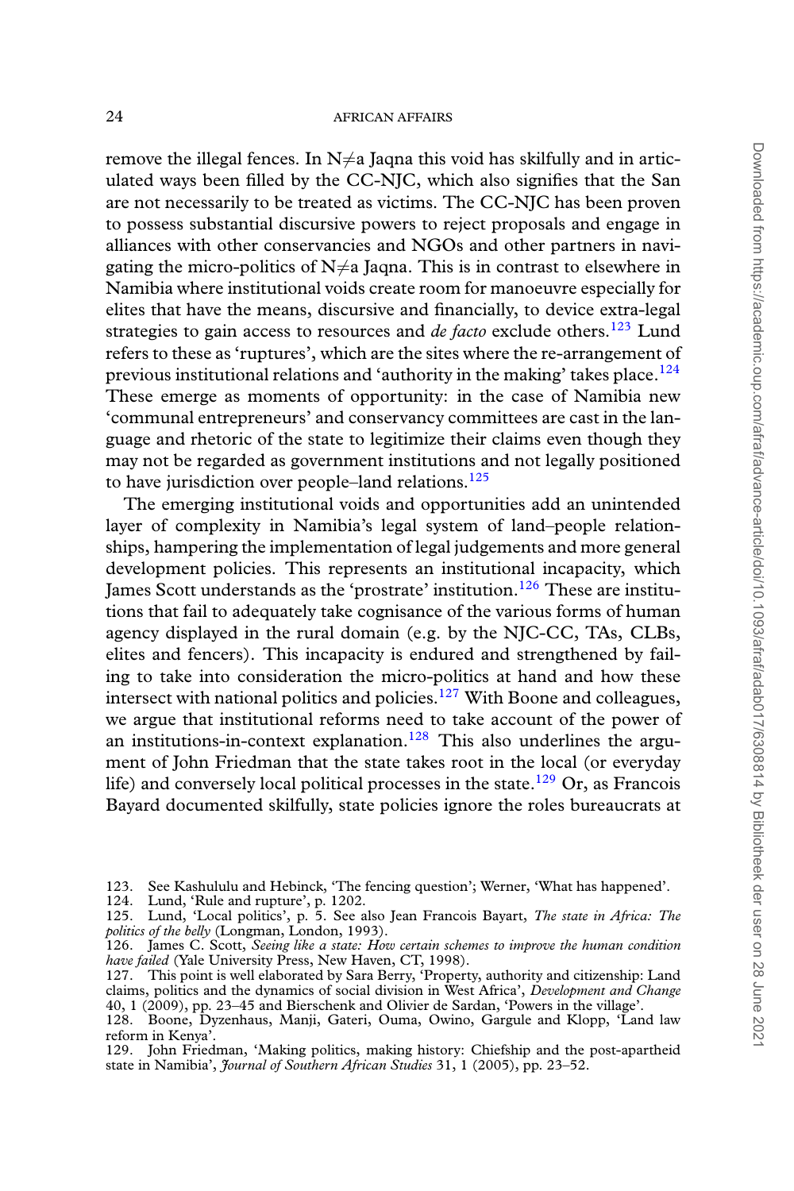remove the illegal fences. In N≠a Jaqna this void has skilfully and in articulated ways been filled by the CC-NJC, which also signifies that the San are not necessarily to be treated as victims. The CC-NJC has been proven to possess substantial discursive powers to reject proposals and engage in alliances with other conservancies and NGOs and other partners in navigating the micro-politics of N≠a Jaqna. This is in contrast to elsewhere in Namibia where institutional voids create room for manoeuvre especially for elites that have the means, discursive and financially, to device extra-legal strategies to gain access to resources and *de facto* exclude others.[123] Lund refers to these as 'ruptures', which are the sites where the re-arrangement of previous institutional relations and 'authority in the making' takes place.[124] These emerge as moments of opportunity: in the case of Namibia new 'communal entrepreneurs' and conservancy committees are cast in the language and rhetoric of the state to legitimize their claims even though they may not be regarded as government institutions and not legally positioned to have jurisdiction over people–land relations.[125]

The emerging institutional voids and opportunities add an unintended layer of complexity in Namibia's legal system of land–people relationships, hampering the implementation of legal judgements and more general development policies. This represents an institutional incapacity, which James Scott understands as the 'prostrate' institution.[126] These are institutions that fail to adequately take cognisance of the various forms of human agency displayed in the rural domain (e.g. by the NJC-CC, TAs, CLBs, elites and fencers). This incapacity is endured and strengthened by failing to take into consideration the micro-politics at hand and how these intersect with national politics and policies.[127] With Boone and colleagues, we argue that institutional reforms need to take account of the power of an institutions-in-context explanation.[128] This also underlines the argument of John Friedman that the state takes root in the local (or everyday life) and conversely local political processes in the state.[129] Or, as Francois Bayard documented skilfully, state policies ignore the roles bureaucrats at

123. See Kashululu and Hebinck, 'The fencing question'; Werner, 'What has happened'.
124. Lund, 'Rule and rupture', p. 1202.
125. Lund, 'Local politics', p. 5. See also Jean Francois Bayart, *The state in Africa: The politics of the belly* (Longman, London, 1993).
126. James C. Scott, *Seeing like a state: How certain schemes to improve the human condition have failed* (Yale University Press, New Haven, CT, 1998).
127. This point is well elaborated by Sara Berry, 'Property, authority and citizenship: Land claims, politics and the dynamics of social division in West Africa', *Development and Change* 40, 1 (2009), pp. 23–45 and Bierschenk and Olivier de Sardan, 'Powers in the village'.
128. Boone, Dyzenhaus, Manji, Gateri, Ouma, Owino, Gargule and Klopp, 'Land law reform in Kenya'.
129. John Friedman, 'Making politics, making history: Chiefship and the post-apartheid state in Namibia', *Journal of Southern African Studies* 31, 1 (2005), pp. 23–52.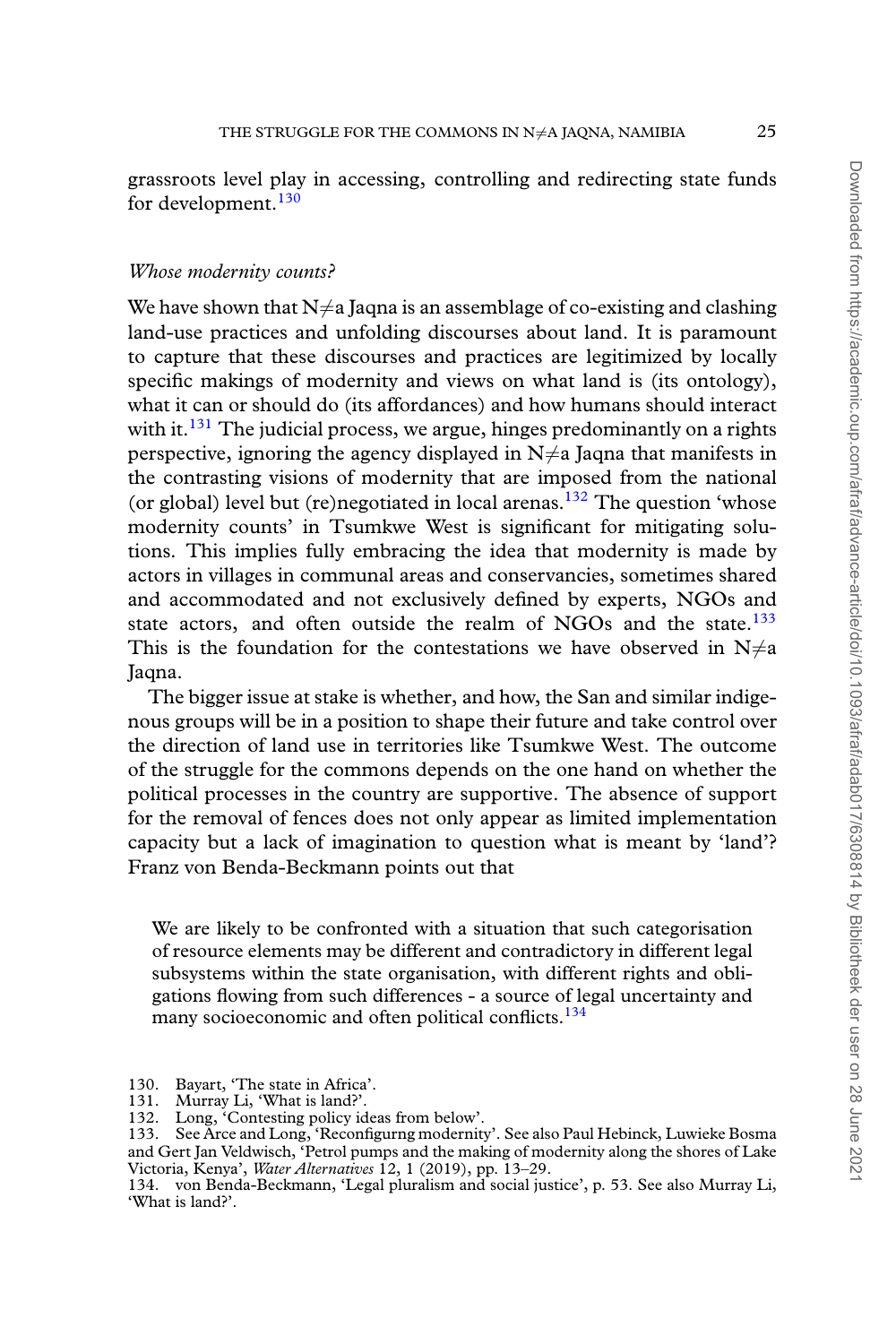grassroots level play in accessing, controlling and redirecting state funds for development.[130]

*Whose modernity counts?*

We have shown that N≠a Jaqna is an assemblage of co-existing and clashing land-use practices and unfolding discourses about land. It is paramount to capture that these discourses and practices are legitimized by locally specific makings of modernity and views on what land is (its ontology), what it can or should do (its affordances) and how humans should interact with it.[131] The judicial process, we argue, hinges predominantly on a rights perspective, ignoring the agency displayed in N≠a Jaqna that manifests in the contrasting visions of modernity that are imposed from the national (or global) level but (re)negotiated in local arenas.[132] The question 'whose modernity counts' in Tsumkwe West is significant for mitigating solutions. This implies fully embracing the idea that modernity is made by actors in villages in communal areas and conservancies, sometimes shared and accommodated and not exclusively defined by experts, NGOs and state actors, and often outside the realm of NGOs and the state.[133] This is the foundation for the contestations we have observed in N≠a Jaqna.

The bigger issue at stake is whether, and how, the San and similar indigenous groups will be in a position to shape their future and take control over the direction of land use in territories like Tsumkwe West. The outcome of the struggle for the commons depends on the one hand on whether the political processes in the country are supportive. The absence of support for the removal of fences does not only appear as limited implementation capacity but a lack of imagination to question what is meant by 'land'? Franz von Benda-Beckmann points out that

> We are likely to be confronted with a situation that such categorisation of resource elements may be different and contradictory in different legal subsystems within the state organisation, with different rights and obligations flowing from such differences - a source of legal uncertainty and many socioeconomic and often political conflicts.[134]

130. Bayart, 'The state in Africa'.
131. Murray Li, 'What is land?'.
132. Long, 'Contesting policy ideas from below'.
133. See Arce and Long, 'Reconfigurng modernity'. See also Paul Hebinck, Luwieke Bosma and Gert Jan Veldwisch, 'Petrol pumps and the making of modernity along the shores of Lake Victoria, Kenya', *Water Alternatives* 12, 1 (2019), pp. 13–29.
134. von Benda-Beckmann, 'Legal pluralism and social justice', p. 53. See also Murray Li, 'What is land?'.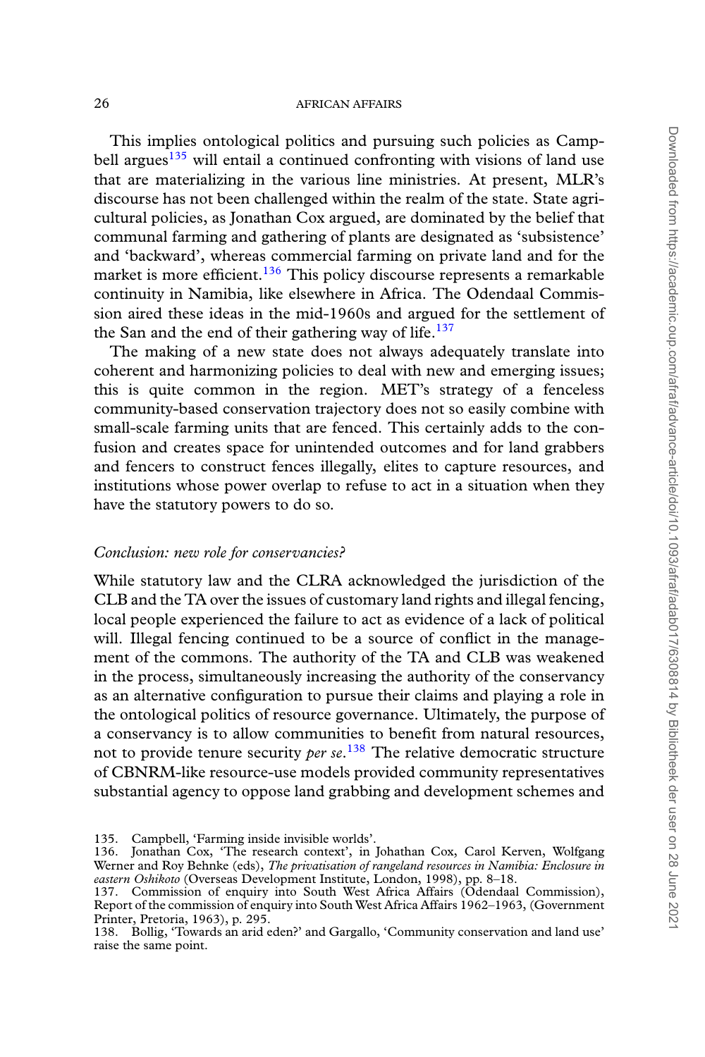This implies ontological politics and pursuing such policies as Campbell argues[135] will entail a continued confronting with visions of land use that are materializing in the various line ministries. At present, MLR's discourse has not been challenged within the realm of the state. State agricultural policies, as Jonathan Cox argued, are dominated by the belief that communal farming and gathering of plants are designated as 'subsistence' and 'backward', whereas commercial farming on private land and for the market is more efficient.[136] This policy discourse represents a remarkable continuity in Namibia, like elsewhere in Africa. The Odendaal Commission aired these ideas in the mid-1960s and argued for the settlement of the San and the end of their gathering way of life.[137]

The making of a new state does not always adequately translate into coherent and harmonizing policies to deal with new and emerging issues; this is quite common in the region. MET's strategy of a fenceless community-based conservation trajectory does not so easily combine with small-scale farming units that are fenced. This certainly adds to the confusion and creates space for unintended outcomes and for land grabbers and fencers to construct fences illegally, elites to capture resources, and institutions whose power overlap to refuse to act in a situation when they have the statutory powers to do so.

### *Conclusion: new role for conservancies?*

While statutory law and the CLRA acknowledged the jurisdiction of the CLB and the TA over the issues of customary land rights and illegal fencing, local people experienced the failure to act as evidence of a lack of political will. Illegal fencing continued to be a source of conflict in the management of the commons. The authority of the TA and CLB was weakened in the process, simultaneously increasing the authority of the conservancy as an alternative configuration to pursue their claims and playing a role in the ontological politics of resource governance. Ultimately, the purpose of a conservancy is to allow communities to benefit from natural resources, not to provide tenure security *per se*.[138] The relative democratic structure of CBNRM-like resource-use models provided community representatives substantial agency to oppose land grabbing and development schemes and

135. Campbell, 'Farming inside invisible worlds'.
136. Jonathan Cox, 'The research context', in Jonathan Cox, Carol Kerven, Wolfgang Werner and Roy Behnke (eds), *The privatisation of rangeland resources in Namibia: Enclosure in eastern Oshikoto* (Overseas Development Institute, London, 1998), pp. 8–18.
137. Commission of enquiry into South West Africa Affairs (Odendaal Commission), Report of the commission of enquiry into South West Africa Affairs 1962–1963, (Government Printer, Pretoria, 1963), p. 295.
138. Bollig, 'Towards an arid eden?' and Gargallo, 'Community conservation and land use' raise the same point.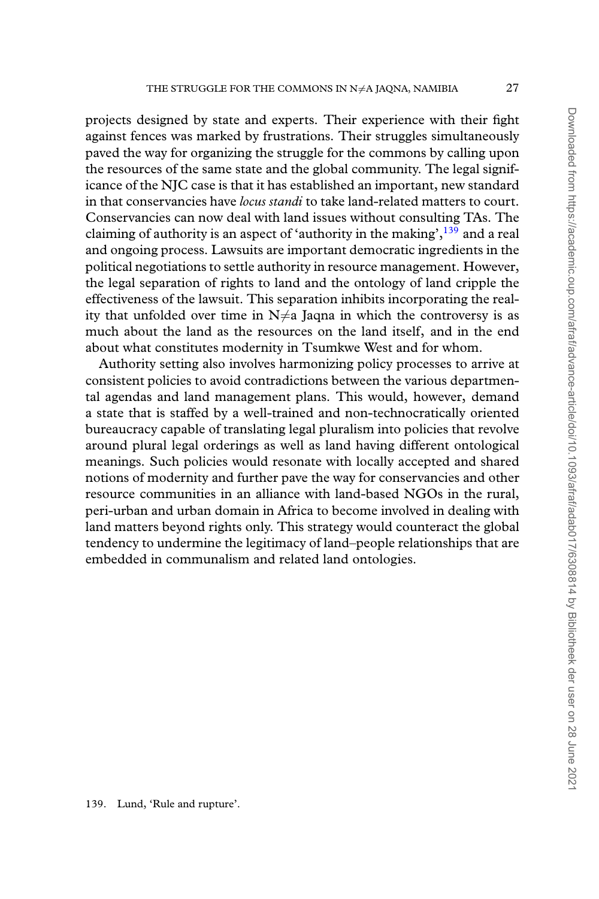projects designed by state and experts. Their experience with their fight against fences was marked by frustrations. Their struggles simultaneously paved the way for organizing the struggle for the commons by calling upon the resources of the same state and the global community. The legal significance of the NJC case is that it has established an important, new standard in that conservancies have *locus standi* to take land-related matters to court. Conservancies can now deal with land issues without consulting TAs. The claiming of authority is an aspect of 'authority in the making',[139] and a real and ongoing process. Lawsuits are important democratic ingredients in the political negotiations to settle authority in resource management. However, the legal separation of rights to land and the ontology of land cripple the effectiveness of the lawsuit. This separation inhibits incorporating the reality that unfolded over time in N≠a Jaqna in which the controversy is as much about the land as the resources on the land itself, and in the end about what constitutes modernity in Tsumkwe West and for whom.

Authority setting also involves harmonizing policy processes to arrive at consistent policies to avoid contradictions between the various departmental agendas and land management plans. This would, however, demand a state that is staffed by a well-trained and non-technocratically oriented bureaucracy capable of translating legal pluralism into policies that revolve around plural legal orderings as well as land having different ontological meanings. Such policies would resonate with locally accepted and shared notions of modernity and further pave the way for conservancies and other resource communities in an alliance with land-based NGOs in the rural, peri-urban and urban domain in Africa to become involved in dealing with land matters beyond rights only. This strategy would counteract the global tendency to undermine the legitimacy of land–people relationships that are embedded in communalism and related land ontologies.

139. Lund, 'Rule and rupture'.